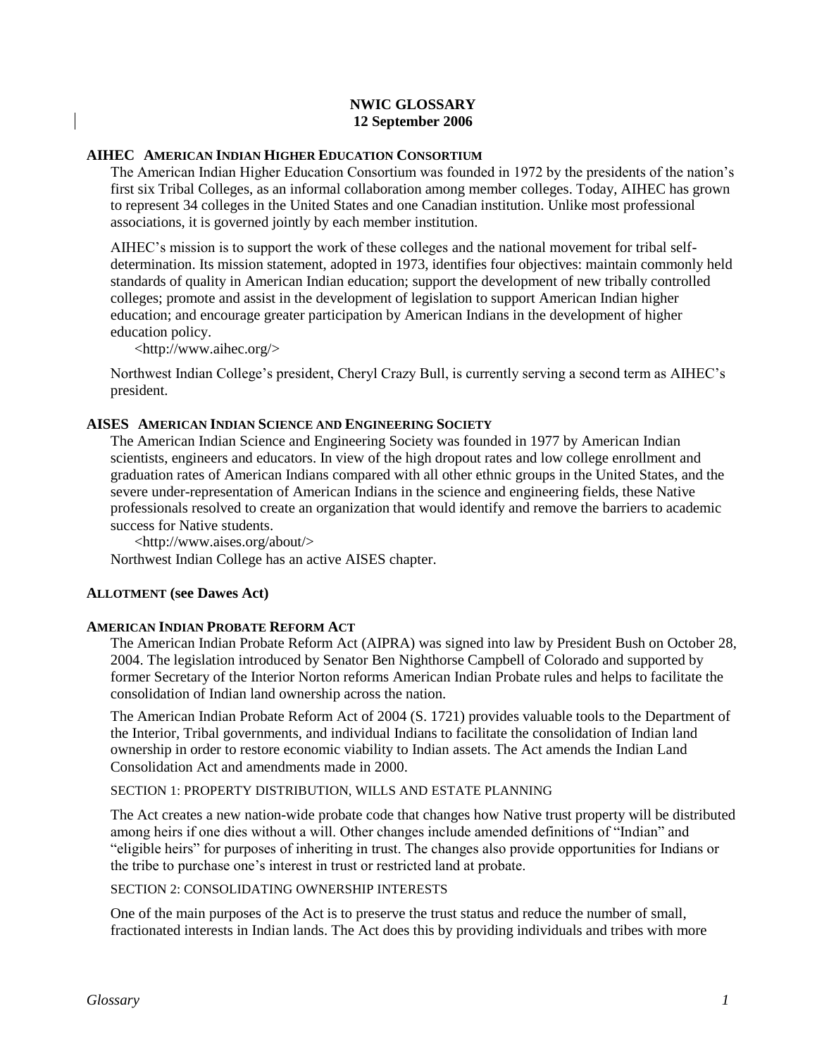**NWIC GLOSSARY**
**12 September 2006**

### AIHEC AMERICAN INDIAN HIGHER EDUCATION CONSORTIUM

The American Indian Higher Education Consortium was founded in 1972 by the presidents of the nation's first six Tribal Colleges, as an informal collaboration among member colleges. Today, AIHEC has grown to represent 34 colleges in the United States and one Canadian institution. Unlike most professional associations, it is governed jointly by each member institution.

AIHEC's mission is to support the work of these colleges and the national movement for tribal self-determination. Its mission statement, adopted in 1973, identifies four objectives: maintain commonly held standards of quality in American Indian education; support the development of new tribally controlled colleges; promote and assist in the development of legislation to support American Indian higher education; and encourage greater participation by American Indians in the development of higher education policy.

<http://www.aihec.org/>

Northwest Indian College's president, Cheryl Crazy Bull, is currently serving a second term as AIHEC's president.

### AISES AMERICAN INDIAN SCIENCE AND ENGINEERING SOCIETY

The American Indian Science and Engineering Society was founded in 1977 by American Indian scientists, engineers and educators. In view of the high dropout rates and low college enrollment and graduation rates of American Indians compared with all other ethnic groups in the United States, and the severe under-representation of American Indians in the science and engineering fields, these Native professionals resolved to create an organization that would identify and remove the barriers to academic success for Native students.

<http://www.aises.org/about/>

Northwest Indian College has an active AISES chapter.

### ALLOTMENT (see Dawes Act)

### AMERICAN INDIAN PROBATE REFORM ACT

The American Indian Probate Reform Act (AIPRA) was signed into law by President Bush on October 28, 2004. The legislation introduced by Senator Ben Nighthorse Campbell of Colorado and supported by former Secretary of the Interior Norton reforms American Indian Probate rules and helps to facilitate the consolidation of Indian land ownership across the nation.

The American Indian Probate Reform Act of 2004 (S. 1721) provides valuable tools to the Department of the Interior, Tribal governments, and individual Indians to facilitate the consolidation of Indian land ownership in order to restore economic viability to Indian assets. The Act amends the Indian Land Consolidation Act and amendments made in 2000.

SECTION 1: PROPERTY DISTRIBUTION, WILLS AND ESTATE PLANNING

The Act creates a new nation-wide probate code that changes how Native trust property will be distributed among heirs if one dies without a will. Other changes include amended definitions of "Indian" and "eligible heirs" for purposes of inheriting in trust. The changes also provide opportunities for Indians or the tribe to purchase one's interest in trust or restricted land at probate.

SECTION 2: CONSOLIDATING OWNERSHIP INTERESTS

One of the main purposes of the Act is to preserve the trust status and reduce the number of small, fractionated interests in Indian lands. The Act does this by providing individuals and tribes with more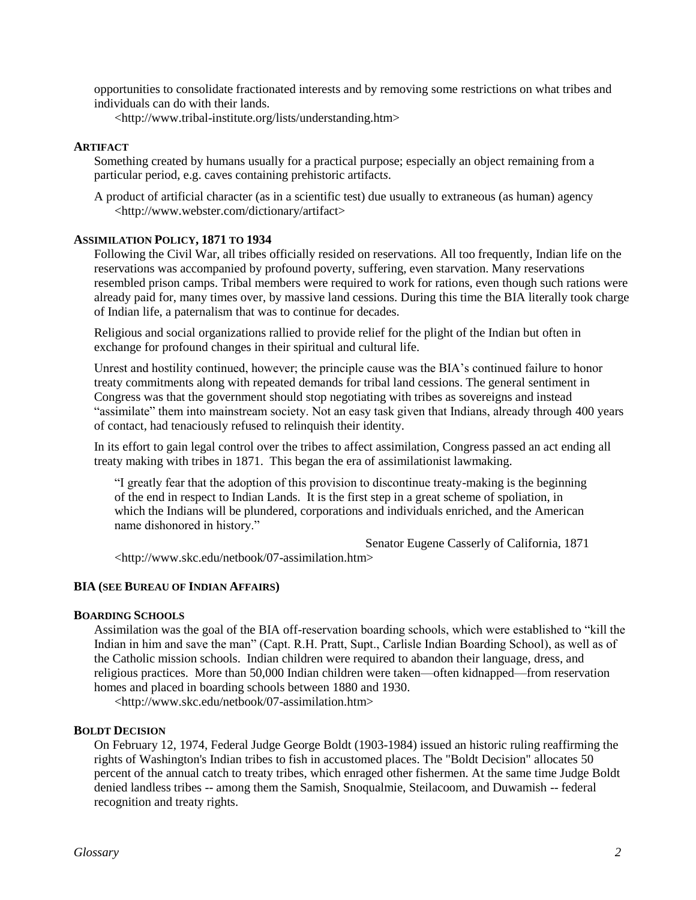opportunities to consolidate fractionated interests and by removing some restrictions on what tribes and individuals can do with their lands.

<http://www.tribal-institute.org/lists/understanding.htm>

### ARTIFACT

Something created by humans usually for a practical purpose; especially an object remaining from a particular period, e.g. caves containing prehistoric artifacts.

A product of artificial character (as in a scientific test) due usually to extraneous (as human) agency
<http://www.webster.com/dictionary/artifact>

### ASSIMILATION POLICY, 1871 TO 1934

Following the Civil War, all tribes officially resided on reservations. All too frequently, Indian life on the reservations was accompanied by profound poverty, suffering, even starvation. Many reservations resembled prison camps. Tribal members were required to work for rations, even though such rations were already paid for, many times over, by massive land cessions. During this time the BIA literally took charge of Indian life, a paternalism that was to continue for decades.

Religious and social organizations rallied to provide relief for the plight of the Indian but often in exchange for profound changes in their spiritual and cultural life.

Unrest and hostility continued, however; the principle cause was the BIA's continued failure to honor treaty commitments along with repeated demands for tribal land cessions. The general sentiment in Congress was that the government should stop negotiating with tribes as sovereigns and instead "assimilate" them into mainstream society. Not an easy task given that Indians, already through 400 years of contact, had tenaciously refused to relinquish their identity.

In its effort to gain legal control over the tribes to affect assimilation, Congress passed an act ending all treaty making with tribes in 1871. This began the era of assimilationist lawmaking.

> "I greatly fear that the adoption of this provision to discontinue treaty-making is the beginning of the end in respect to Indian Lands. It is the first step in a great scheme of spoliation, in which the Indians will be plundered, corporations and individuals enriched, and the American name dishonored in history."
>
> Senator Eugene Casserly of California, 1871

<http://www.skc.edu/netbook/07-assimilation.htm>

### BIA (SEE BUREAU OF INDIAN AFFAIRS)

### BOARDING SCHOOLS

Assimilation was the goal of the BIA off-reservation boarding schools, which were established to "kill the Indian in him and save the man" (Capt. R.H. Pratt, Supt., Carlisle Indian Boarding School), as well as of the Catholic mission schools. Indian children were required to abandon their language, dress, and religious practices. More than 50,000 Indian children were taken—often kidnapped—from reservation homes and placed in boarding schools between 1880 and 1930.

<http://www.skc.edu/netbook/07-assimilation.htm>

### BOLDT DECISION

On February 12, 1974, Federal Judge George Boldt (1903-1984) issued an historic ruling reaffirming the rights of Washington's Indian tribes to fish in accustomed places. The "Boldt Decision" allocates 50 percent of the annual catch to treaty tribes, which enraged other fishermen. At the same time Judge Boldt denied landless tribes -- among them the Samish, Snoqualmie, Steilacoom, and Duwamish -- federal recognition and treaty rights.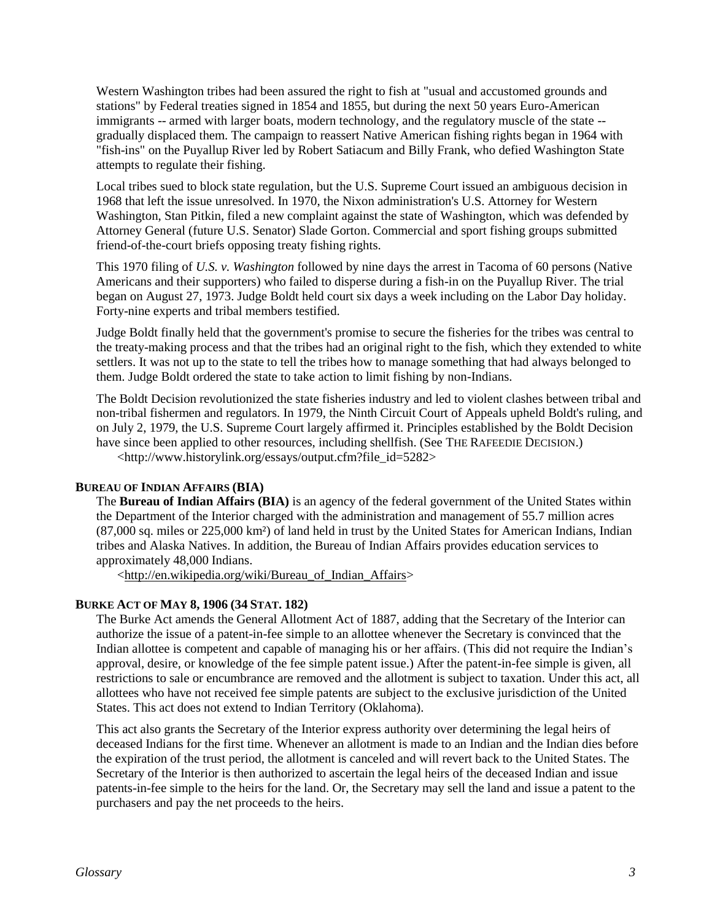Western Washington tribes had been assured the right to fish at "usual and accustomed grounds and stations" by Federal treaties signed in 1854 and 1855, but during the next 50 years Euro-American immigrants -- armed with larger boats, modern technology, and the regulatory muscle of the state -- gradually displaced them. The campaign to reassert Native American fishing rights began in 1964 with "fish-ins" on the Puyallup River led by Robert Satiacum and Billy Frank, who defied Washington State attempts to regulate their fishing.

Local tribes sued to block state regulation, but the U.S. Supreme Court issued an ambiguous decision in 1968 that left the issue unresolved. In 1970, the Nixon administration's U.S. Attorney for Western Washington, Stan Pitkin, filed a new complaint against the state of Washington, which was defended by Attorney General (future U.S. Senator) Slade Gorton. Commercial and sport fishing groups submitted friend-of-the-court briefs opposing treaty fishing rights.

This 1970 filing of *U.S. v. Washington* followed by nine days the arrest in Tacoma of 60 persons (Native Americans and their supporters) who failed to disperse during a fish-in on the Puyallup River. The trial began on August 27, 1973. Judge Boldt held court six days a week including on the Labor Day holiday. Forty-nine experts and tribal members testified.

Judge Boldt finally held that the government's promise to secure the fisheries for the tribes was central to the treaty-making process and that the tribes had an original right to the fish, which they extended to white settlers. It was not up to the state to tell the tribes how to manage something that had always belonged to them. Judge Boldt ordered the state to take action to limit fishing by non-Indians.

The Boldt Decision revolutionized the state fisheries industry and led to violent clashes between tribal and non-tribal fishermen and regulators. In 1979, the Ninth Circuit Court of Appeals upheld Boldt's ruling, and on July 2, 1979, the U.S. Supreme Court largely affirmed it. Principles established by the Boldt Decision have since been applied to other resources, including shellfish. (See THE RAFEEDIE DECISION.)
<http://www.historylink.org/essays/output.cfm?file_id=5282>

**BUREAU OF INDIAN AFFAIRS (BIA)**

The **Bureau of Indian Affairs (BIA)** is an agency of the federal government of the United States within the Department of the Interior charged with the administration and management of 55.7 million acres (87,000 sq. miles or 225,000 km²) of land held in trust by the United States for American Indians, Indian tribes and Alaska Natives. In addition, the Bureau of Indian Affairs provides education services to approximately 48,000 Indians.
<http://en.wikipedia.org/wiki/Bureau_of_Indian_Affairs>

**BURKE ACT OF MAY 8, 1906 (34 STAT. 182)**

The Burke Act amends the General Allotment Act of 1887, adding that the Secretary of the Interior can authorize the issue of a patent-in-fee simple to an allottee whenever the Secretary is convinced that the Indian allottee is competent and capable of managing his or her affairs. (This did not require the Indian's approval, desire, or knowledge of the fee simple patent issue.) After the patent-in-fee simple is given, all restrictions to sale or encumbrance are removed and the allotment is subject to taxation. Under this act, all allottees who have not received fee simple patents are subject to the exclusive jurisdiction of the United States. This act does not extend to Indian Territory (Oklahoma).

This act also grants the Secretary of the Interior express authority over determining the legal heirs of deceased Indians for the first time. Whenever an allotment is made to an Indian and the Indian dies before the expiration of the trust period, the allotment is canceled and will revert back to the United States. The Secretary of the Interior is then authorized to ascertain the legal heirs of the deceased Indian and issue patents-in-fee simple to the heirs for the land. Or, the Secretary may sell the land and issue a patent to the purchasers and pay the net proceeds to the heirs.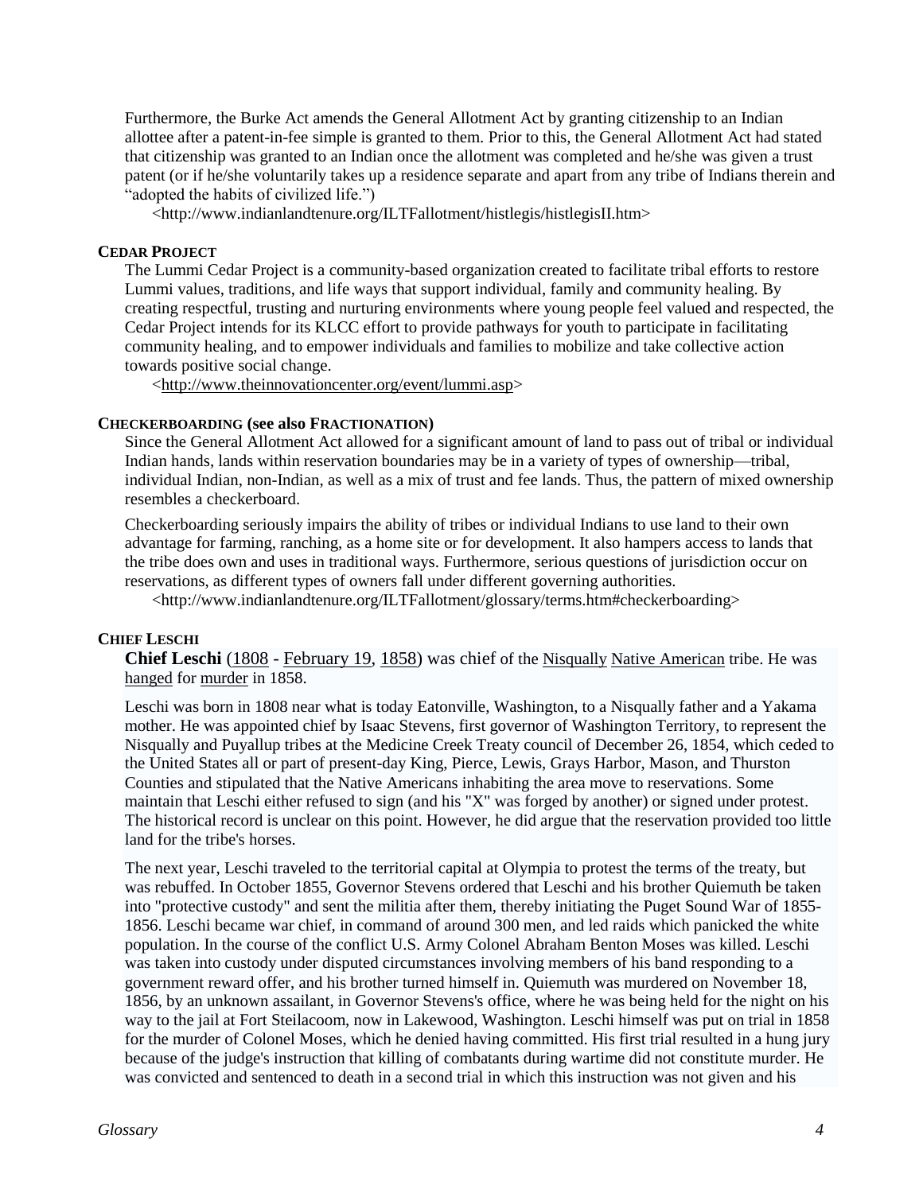Furthermore, the Burke Act amends the General Allotment Act by granting citizenship to an Indian allottee after a patent-in-fee simple is granted to them. Prior to this, the General Allotment Act had stated that citizenship was granted to an Indian once the allotment was completed and he/she was given a trust patent (or if he/she voluntarily takes up a residence separate and apart from any tribe of Indians therein and "adopted the habits of civilized life.")

<http://www.indianlandtenure.org/ILTFallotment/histlegis/histlegisII.htm>

**CEDAR PROJECT**

The Lummi Cedar Project is a community-based organization created to facilitate tribal efforts to restore Lummi values, traditions, and life ways that support individual, family and community healing. By creating respectful, trusting and nurturing environments where young people feel valued and respected, the Cedar Project intends for its KLCC effort to provide pathways for youth to participate in facilitating community healing, and to empower individuals and families to mobilize and take collective action towards positive social change.

<http://www.theinnovationcenter.org/event/lummi.asp>

**CHECKERBOARDING (see also FRACTIONATION)**

Since the General Allotment Act allowed for a significant amount of land to pass out of tribal or individual Indian hands, lands within reservation boundaries may be in a variety of types of ownership—tribal, individual Indian, non-Indian, as well as a mix of trust and fee lands. Thus, the pattern of mixed ownership resembles a checkerboard.

Checkerboarding seriously impairs the ability of tribes or individual Indians to use land to their own advantage for farming, ranching, as a home site or for development. It also hampers access to lands that the tribe does own and uses in traditional ways. Furthermore, serious questions of jurisdiction occur on reservations, as different types of owners fall under different governing authorities.

<http://www.indianlandtenure.org/ILTFallotment/glossary/terms.htm#checkerboarding>

**CHIEF LESCHI**

**Chief Leschi** (1808 - February 19, 1858) was chief of the Nisqually Native American tribe. He was hanged for murder in 1858.

Leschi was born in 1808 near what is today Eatonville, Washington, to a Nisqually father and a Yakama mother. He was appointed chief by Isaac Stevens, first governor of Washington Territory, to represent the Nisqually and Puyallup tribes at the Medicine Creek Treaty council of December 26, 1854, which ceded to the United States all or part of present-day King, Pierce, Lewis, Grays Harbor, Mason, and Thurston Counties and stipulated that the Native Americans inhabiting the area move to reservations. Some maintain that Leschi either refused to sign (and his "X" was forged by another) or signed under protest. The historical record is unclear on this point. However, he did argue that the reservation provided too little land for the tribe's horses.

The next year, Leschi traveled to the territorial capital at Olympia to protest the terms of the treaty, but was rebuffed. In October 1855, Governor Stevens ordered that Leschi and his brother Quiemuth be taken into "protective custody" and sent the militia after them, thereby initiating the Puget Sound War of 1855-1856. Leschi became war chief, in command of around 300 men, and led raids which panicked the white population. In the course of the conflict U.S. Army Colonel Abraham Benton Moses was killed. Leschi was taken into custody under disputed circumstances involving members of his band responding to a government reward offer, and his brother turned himself in. Quiemuth was murdered on November 18, 1856, by an unknown assailant, in Governor Stevens's office, where he was being held for the night on his way to the jail at Fort Steilacoom, now in Lakewood, Washington. Leschi himself was put on trial in 1858 for the murder of Colonel Moses, which he denied having committed. His first trial resulted in a hung jury because of the judge's instruction that killing of combatants during wartime did not constitute murder. He was convicted and sentenced to death in a second trial in which this instruction was not given and his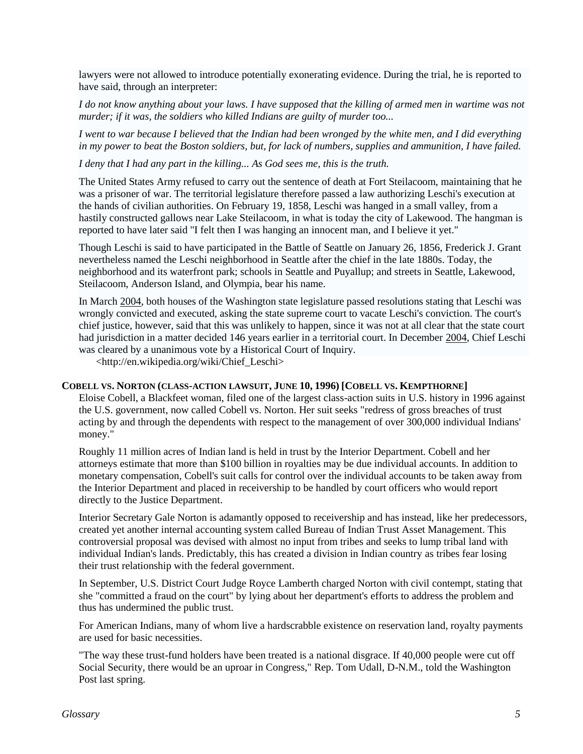lawyers were not allowed to introduce potentially exonerating evidence. During the trial, he is reported to have said, through an interpreter:

*I do not know anything about your laws. I have supposed that the killing of armed men in wartime was not murder; if it was, the soldiers who killed Indians are guilty of murder too...*

*I went to war because I believed that the Indian had been wronged by the white men, and I did everything in my power to beat the Boston soldiers, but, for lack of numbers, supplies and ammunition, I have failed.*

*I deny that I had any part in the killing... As God sees me, this is the truth.*

The United States Army refused to carry out the sentence of death at Fort Steilacoom, maintaining that he was a prisoner of war. The territorial legislature therefore passed a law authorizing Leschi's execution at the hands of civilian authorities. On February 19, 1858, Leschi was hanged in a small valley, from a hastily constructed gallows near Lake Steilacoom, in what is today the city of Lakewood. The hangman is reported to have later said "I felt then I was hanging an innocent man, and I believe it yet."

Though Leschi is said to have participated in the Battle of Seattle on January 26, 1856, Frederick J. Grant nevertheless named the Leschi neighborhood in Seattle after the chief in the late 1880s. Today, the neighborhood and its waterfront park; schools in Seattle and Puyallup; and streets in Seattle, Lakewood, Steilacoom, Anderson Island, and Olympia, bear his name.

In March 2004, both houses of the Washington state legislature passed resolutions stating that Leschi was wrongly convicted and executed, asking the state supreme court to vacate Leschi's conviction. The court's chief justice, however, said that this was unlikely to happen, since it was not at all clear that the state court had jurisdiction in a matter decided 146 years earlier in a territorial court. In December 2004, Chief Leschi was cleared by a unanimous vote by a Historical Court of Inquiry.

<http://en.wikipedia.org/wiki/Chief_Leschi>

### COBELL VS. NORTON (CLASS-ACTION LAWSUIT, JUNE 10, 1996) [COBELL VS. KEMPTHORNE]

Eloise Cobell, a Blackfeet woman, filed one of the largest class-action suits in U.S. history in 1996 against the U.S. government, now called Cobell vs. Norton. Her suit seeks "redress of gross breaches of trust acting by and through the dependents with respect to the management of over 300,000 individual Indians' money."

Roughly 11 million acres of Indian land is held in trust by the Interior Department. Cobell and her attorneys estimate that more than $100 billion in royalties may be due individual accounts. In addition to monetary compensation, Cobell's suit calls for control over the individual accounts to be taken away from the Interior Department and placed in receivership to be handled by court officers who would report directly to the Justice Department.

Interior Secretary Gale Norton is adamantly opposed to receivership and has instead, like her predecessors, created yet another internal accounting system called Bureau of Indian Trust Asset Management. This controversial proposal was devised with almost no input from tribes and seeks to lump tribal land with individual Indian's lands. Predictably, this has created a division in Indian country as tribes fear losing their trust relationship with the federal government.

In September, U.S. District Court Judge Royce Lamberth charged Norton with civil contempt, stating that she "committed a fraud on the court" by lying about her department's efforts to address the problem and thus has undermined the public trust.

For American Indians, many of whom live a hardscrabble existence on reservation land, royalty payments are used for basic necessities.

"The way these trust-fund holders have been treated is a national disgrace. If 40,000 people were cut off Social Security, there would be an uproar in Congress," Rep. Tom Udall, D-N.M., told the Washington Post last spring.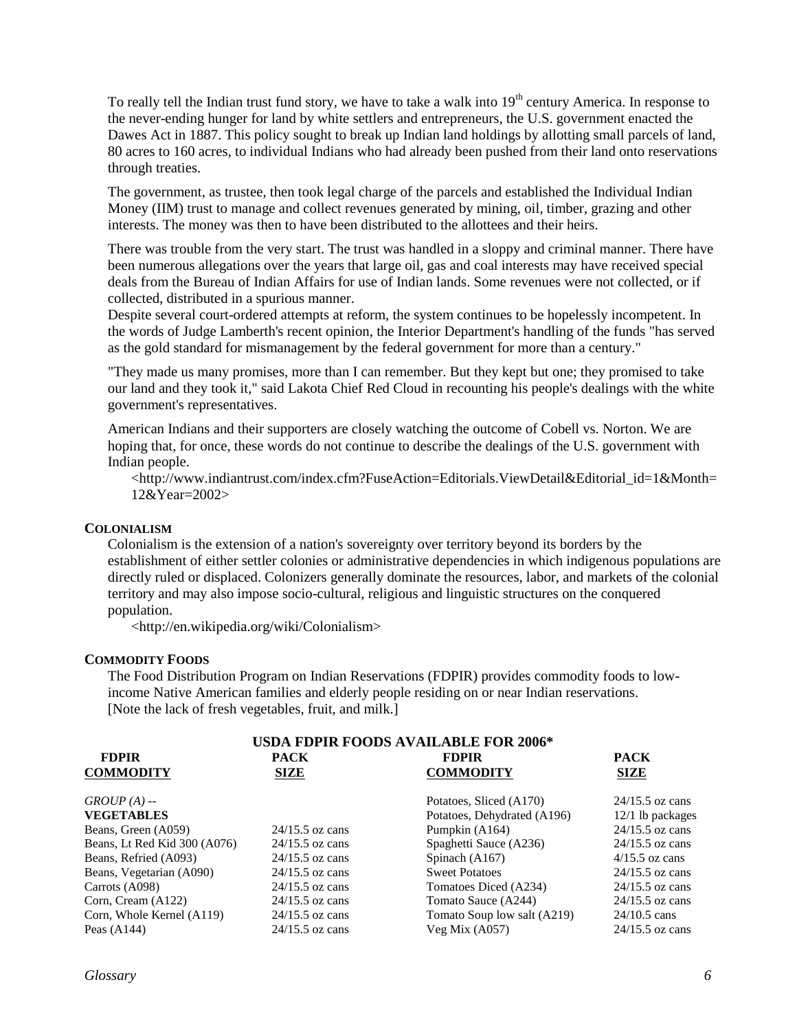To really tell the Indian trust fund story, we have to take a walk into 19th century America. In response to the never-ending hunger for land by white settlers and entrepreneurs, the U.S. government enacted the Dawes Act in 1887. This policy sought to break up Indian land holdings by allotting small parcels of land, 80 acres to 160 acres, to individual Indians who had already been pushed from their land onto reservations through treaties.

The government, as trustee, then took legal charge of the parcels and established the Individual Indian Money (IIM) trust to manage and collect revenues generated by mining, oil, timber, grazing and other interests. The money was then to have been distributed to the allottees and their heirs.

There was trouble from the very start. The trust was handled in a sloppy and criminal manner. There have been numerous allegations over the years that large oil, gas and coal interests may have received special deals from the Bureau of Indian Affairs for use of Indian lands. Some revenues were not collected, or if collected, distributed in a spurious manner.

Despite several court-ordered attempts at reform, the system continues to be hopelessly incompetent. In the words of Judge Lamberth's recent opinion, the Interior Department's handling of the funds "has served as the gold standard for mismanagement by the federal government for more than a century."

"They made us many promises, more than I can remember. But they kept but one; they promised to take our land and they took it," said Lakota Chief Red Cloud in recounting his people's dealings with the white government's representatives.

American Indians and their supporters are closely watching the outcome of Cobell vs. Norton. We are hoping that, for once, these words do not continue to describe the dealings of the U.S. government with Indian people.

<http://www.indiantrust.com/index.cfm?FuseAction=Editorials.ViewDetail&Editorial_id=1&Month=12&Year=2002>

### COLONIALISM

Colonialism is the extension of a nation's sovereignty over territory beyond its borders by the establishment of either settler colonies or administrative dependencies in which indigenous populations are directly ruled or displaced. Colonizers generally dominate the resources, labor, and markets of the colonial territory and may also impose socio-cultural, religious and linguistic structures on the conquered population.

<http://en.wikipedia.org/wiki/Colonialism>

### COMMODITY FOODS

The Food Distribution Program on Indian Reservations (FDPIR) provides commodity foods to low-income Native American families and elderly people residing on or near Indian reservations.
[Note the lack of fresh vegetables, fruit, and milk.]

**USDA FDPIR FOODS AVAILABLE FOR 2006***

| FDPIR COMMODITY | PACK SIZE | FDPIR COMMODITY | PACK SIZE |
|---|---|---|---|
| *GROUP (A) --* | | Potatoes, Sliced (A170) | 24/15.5 oz cans |
| **VEGETABLES** | | Potatoes, Dehydrated (A196) | 12/1 lb packages |
| Beans, Green (A059) | 24/15.5 oz cans | Pumpkin (A164) | 24/15.5 oz cans |
| Beans, Lt Red Kid 300 (A076) | 24/15.5 oz cans | Spaghetti Sauce (A236) | 24/15.5 oz cans |
| Beans, Refried (A093) | 24/15.5 oz cans | Spinach (A167) | 4/15.5 oz cans |
| Beans, Vegetarian (A090) | 24/15.5 oz cans | Sweet Potatoes | 24/15.5 oz cans |
| Carrots (A098) | 24/15.5 oz cans | Tomatoes Diced (A234) | 24/15.5 oz cans |
| Corn, Cream (A122) | 24/15.5 oz cans | Tomato Sauce (A244) | 24/15.5 oz cans |
| Corn, Whole Kernel (A119) | 24/15.5 oz cans | Tomato Soup low salt (A219) | 24/10.5 cans |
| Peas (A144) | 24/15.5 oz cans | Veg Mix (A057) | 24/15.5 oz cans |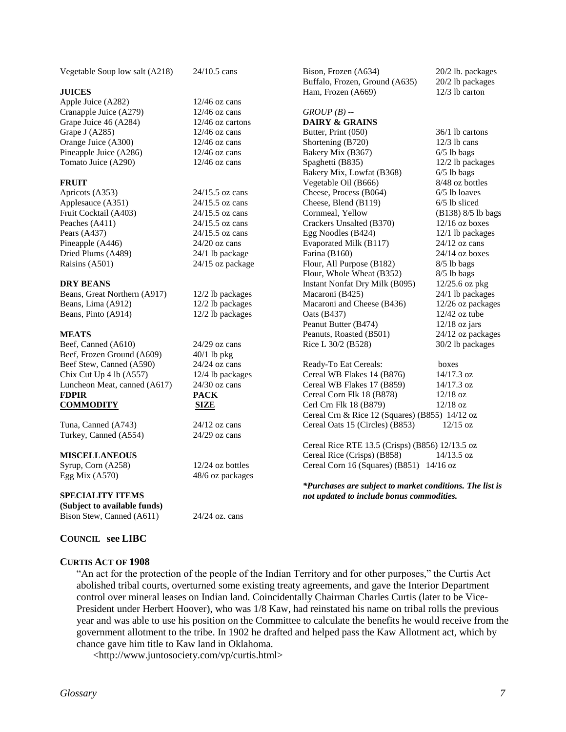| | |
|---|---|
| Vegetable Soup low salt (A218) | 24/10.5 cans |

**JUICES**

| | |
|---|---|
| Apple Juice (A282) | 12/46 oz cans |
| Cranapple Juice (A279) | 12/46 oz cans |
| Grape Juice 46 (A284) | 12/46 oz cartons |
| Grape J (A285) | 12/46 oz cans |
| Orange Juice (A300) | 12/46 oz cans |
| Pineapple Juice (A286) | 12/46 oz cans |
| Tomato Juice (A290) | 12/46 oz cans |

**FRUIT**

| | |
|---|---|
| Apricots (A353) | 24/15.5 oz cans |
| Applesauce (A351) | 24/15.5 oz cans |
| Fruit Cocktail (A403) | 24/15.5 oz cans |
| Peaches (A411) | 24/15.5 oz cans |
| Pears (A437) | 24/15.5 oz cans |
| Pineapple (A446) | 24/20 oz cans |
| Dried Plums (A489) | 24/1 lb package |
| Raisins (A501) | 24/15 oz package |

**DRY BEANS**

| | |
|---|---|
| Beans, Great Northern (A917) | 12/2 lb packages |
| Beans, Lima (A912) | 12/2 lb packages |
| Beans, Pinto (A914) | 12/2 lb packages |

**MEATS**

| | |
|---|---|
| Beef, Canned (A610) | 24/29 oz cans |
| Beef, Frozen Ground (A609) | 40/1 lb pkg |
| Beef Stew, Canned (A590) | 24/24 oz cans |
| Chix Cut Up 4 lb (A557) | 12/4 lb packages |
| Luncheon Meat, canned (A617) | 24/30 oz cans |

| **FDPIR COMMODITY** | **PACK SIZE** |
|---|---|
| Tuna, Canned (A743) | 24/12 oz cans |
| Turkey, Canned (A554) | 24/29 oz cans |

**MISCELLANEOUS**

| | |
|---|---|
| Syrup, Corn (A258) | 12/24 oz bottles |
| Egg Mix (A570) | 48/6 oz packages |

**SPECIALITY ITEMS**
**(Subject to available funds)**

| | |
|---|---|
| Bison Stew, Canned (A611) | 24/24 oz. cans |
| Bison, Frozen (A634) | 20/2 lb. packages |
| Buffalo, Frozen, Ground (A635) | 20/2 lb packages |
| Ham, Frozen (A669) | 12/3 lb carton |

*GROUP (B) --*
**DAIRY & GRAINS**

| | |
|---|---|
| Butter, Print (050) | 36/1 lb cartons |
| Shortening (B720) | 12/3 lb cans |
| Bakery Mix (B367) | 6/5 lb bags |
| Spaghetti (B835) | 12/2 lb packages |
| Bakery Mix, Lowfat (B368) | 6/5 lb bags |
| Vegetable Oil (B666) | 8/48 oz bottles |
| Cheese, Process (B064) | 6/5 lb loaves |
| Cheese, Blend (B119) | 6/5 lb sliced |
| Cornmeal, Yellow | (B138) 8/5 lb bags |
| Crackers Unsalted (B370) | 12/16 oz boxes |
| Egg Noodles (B424) | 12/1 lb packages |
| Evaporated Milk (B117) | 24/12 oz cans |
| Farina (B160) | 24/14 oz boxes |
| Flour, All Purpose (B182) | 8/5 lb bags |
| Flour, Whole Wheat (B352) | 8/5 lb bags |
| Instant Nonfat Dry Milk (B095) | 12/25.6 oz pkg |
| Macaroni (B425) | 24/1 lb packages |
| Macaroni and Cheese (B436) | 12/26 oz packages |
| Oats (B437) | 12/42 oz tube |
| Peanut Butter (B474) | 12/18 oz jars |
| Peanuts, Roasted (B501) | 24/12 oz packages |
| Rice L 30/2 (B528) | 30/2 lb packages |

| | |
|---|---|
| Ready-To Eat Cereals: | boxes |
| Cereal WB Flakes 14 (B876) | 14/17.3 oz |
| Cereal WB Flakes 17 (B859) | 14/17.3 oz |
| Cereal Corn Flk 18 (B878) | 12/18 oz |
| Cerl Crn Flk 18 (B879) | 12/18 oz |
| Cereal Crn & Rice 12 (Squares) (B855) | 14/12 oz |
| Cereal Oats 15 (Circles) (B853) | 12/15 oz |
| Cereal Rice RTE 13.5 (Crisps) (B856) | 12/13.5 oz |
| Cereal Rice (Crisps) (B858) | 14/13.5 oz |
| Cereal Corn 16 (Squares) (B851) | 14/16 oz |

***\*Purchases are subject to market conditions. The list is not updated to include bonus commodities.***

**COUNCIL see LIBC**

**CURTIS ACT OF 1908**

"An act for the protection of the people of the Indian Territory and for other purposes," the Curtis Act abolished tribal courts, overturned some existing treaty agreements, and gave the Interior Department control over mineral leases on Indian land. Coincidentally Chairman Charles Curtis (later to be Vice-President under Herbert Hoover), who was 1/8 Kaw, had reinstated his name on tribal rolls the previous year and was able to use his position on the Committee to calculate the benefits he would receive from the government allotment to the tribe. In 1902 he drafted and helped pass the Kaw Allotment act, which by chance gave him title to Kaw land in Oklahoma.

<http://www.juntosociety.com/vp/curtis.html>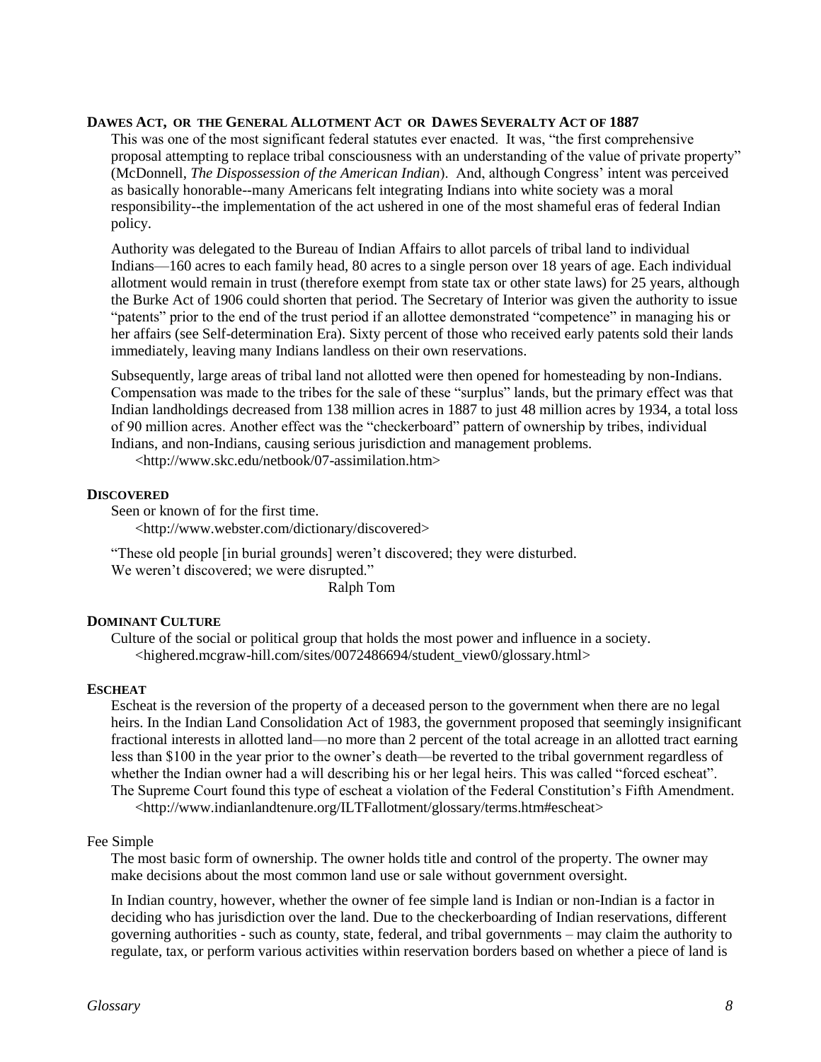**DAWES ACT, OR THE GENERAL ALLOTMENT ACT OR DAWES SEVERALTY ACT OF 1887**

This was one of the most significant federal statutes ever enacted. It was, "the first comprehensive proposal attempting to replace tribal consciousness with an understanding of the value of private property" (McDonnell, *The Dispossession of the American Indian*). And, although Congress' intent was perceived as basically honorable--many Americans felt integrating Indians into white society was a moral responsibility--the implementation of the act ushered in one of the most shameful eras of federal Indian policy.

Authority was delegated to the Bureau of Indian Affairs to allot parcels of tribal land to individual Indians—160 acres to each family head, 80 acres to a single person over 18 years of age. Each individual allotment would remain in trust (therefore exempt from state tax or other state laws) for 25 years, although the Burke Act of 1906 could shorten that period. The Secretary of Interior was given the authority to issue "patents" prior to the end of the trust period if an allottee demonstrated "competence" in managing his or her affairs (see Self-determination Era). Sixty percent of those who received early patents sold their lands immediately, leaving many Indians landless on their own reservations.

Subsequently, large areas of tribal land not allotted were then opened for homesteading by non-Indians. Compensation was made to the tribes for the sale of these "surplus" lands, but the primary effect was that Indian landholdings decreased from 138 million acres in 1887 to just 48 million acres by 1934, a total loss of 90 million acres. Another effect was the "checkerboard" pattern of ownership by tribes, individual Indians, and non-Indians, causing serious jurisdiction and management problems.

<http://www.skc.edu/netbook/07-assimilation.htm>

**DISCOVERED**

Seen or known of for the first time.

<http://www.webster.com/dictionary/discovered>

"These old people [in burial grounds] weren't discovered; they were disturbed.
We weren't discovered; we were disrupted."

Ralph Tom

**DOMINANT CULTURE**

Culture of the social or political group that holds the most power and influence in a society.

<highered.mcgraw-hill.com/sites/0072486694/student_view0/glossary.html>

**ESCHEAT**

Escheat is the reversion of the property of a deceased person to the government when there are no legal heirs. In the Indian Land Consolidation Act of 1983, the government proposed that seemingly insignificant fractional interests in allotted land—no more than 2 percent of the total acreage in an allotted tract earning less than $100 in the year prior to the owner's death—be reverted to the tribal government regardless of whether the Indian owner had a will describing his or her legal heirs. This was called "forced escheat". The Supreme Court found this type of escheat a violation of the Federal Constitution's Fifth Amendment.

<http://www.indianlandtenure.org/ILTFallotment/glossary/terms.htm#escheat>

Fee Simple

The most basic form of ownership. The owner holds title and control of the property. The owner may make decisions about the most common land use or sale without government oversight.

In Indian country, however, whether the owner of fee simple land is Indian or non-Indian is a factor in deciding who has jurisdiction over the land. Due to the checkerboarding of Indian reservations, different governing authorities - such as county, state, federal, and tribal governments – may claim the authority to regulate, tax, or perform various activities within reservation borders based on whether a piece of land is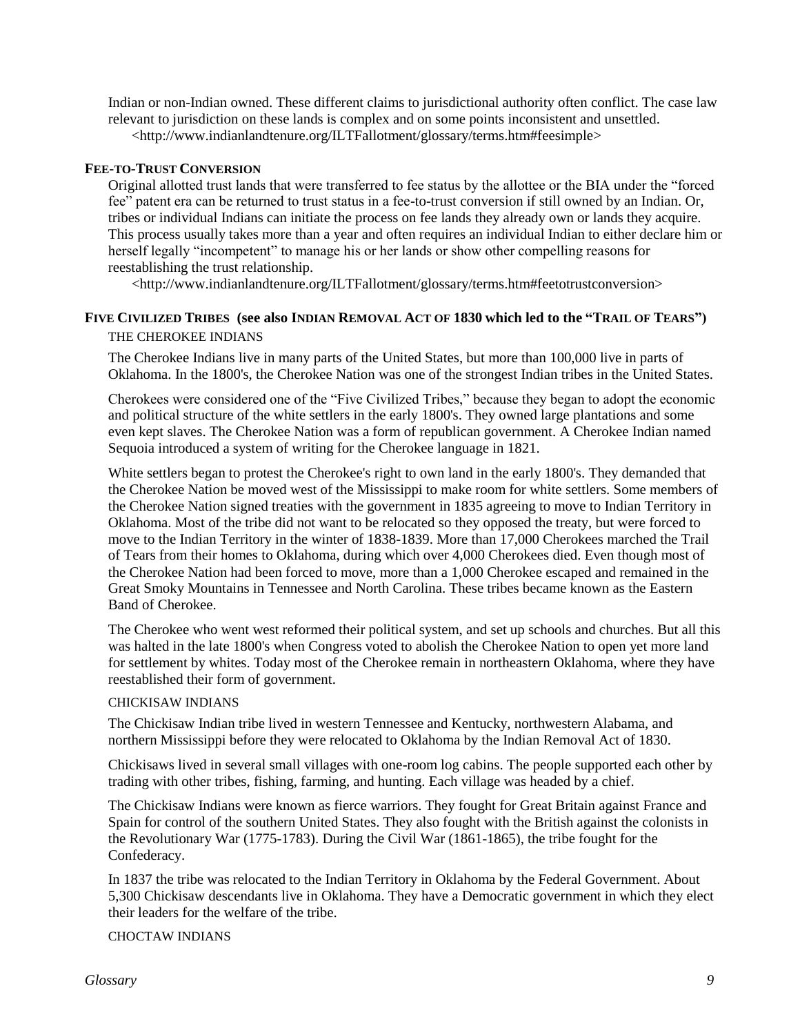Indian or non-Indian owned. These different claims to jurisdictional authority often conflict. The case law relevant to jurisdiction on these lands is complex and on some points inconsistent and unsettled.
<http://www.indianlandtenure.org/ILTFallotment/glossary/terms.htm#feesimple>

### FEE-TO-TRUST CONVERSION

Original allotted trust lands that were transferred to fee status by the allottee or the BIA under the "forced fee" patent era can be returned to trust status in a fee-to-trust conversion if still owned by an Indian. Or, tribes or individual Indians can initiate the process on fee lands they already own or lands they acquire. This process usually takes more than a year and often requires an individual Indian to either declare him or herself legally "incompetent" to manage his or her lands or show other compelling reasons for reestablishing the trust relationship.
<http://www.indianlandtenure.org/ILTFallotment/glossary/terms.htm#feetotrustconversion>

### FIVE CIVILIZED TRIBES (see also INDIAN REMOVAL ACT OF 1830 which led to the "TRAIL OF TEARS")

THE CHEROKEE INDIANS

The Cherokee Indians live in many parts of the United States, but more than 100,000 live in parts of Oklahoma. In the 1800's, the Cherokee Nation was one of the strongest Indian tribes in the United States.

Cherokees were considered one of the "Five Civilized Tribes," because they began to adopt the economic and political structure of the white settlers in the early 1800's. They owned large plantations and some even kept slaves. The Cherokee Nation was a form of republican government. A Cherokee Indian named Sequoia introduced a system of writing for the Cherokee language in 1821.

White settlers began to protest the Cherokee's right to own land in the early 1800's. They demanded that the Cherokee Nation be moved west of the Mississippi to make room for white settlers. Some members of the Cherokee Nation signed treaties with the government in 1835 agreeing to move to Indian Territory in Oklahoma. Most of the tribe did not want to be relocated so they opposed the treaty, but were forced to move to the Indian Territory in the winter of 1838-1839. More than 17,000 Cherokees marched the Trail of Tears from their homes to Oklahoma, during which over 4,000 Cherokees died. Even though most of the Cherokee Nation had been forced to move, more than a 1,000 Cherokee escaped and remained in the Great Smoky Mountains in Tennessee and North Carolina. These tribes became known as the Eastern Band of Cherokee.

The Cherokee who went west reformed their political system, and set up schools and churches. But all this was halted in the late 1800's when Congress voted to abolish the Cherokee Nation to open yet more land for settlement by whites. Today most of the Cherokee remain in northeastern Oklahoma, where they have reestablished their form of government.

CHICKISAW INDIANS

The Chickisaw Indian tribe lived in western Tennessee and Kentucky, northwestern Alabama, and northern Mississippi before they were relocated to Oklahoma by the Indian Removal Act of 1830.

Chickisaws lived in several small villages with one-room log cabins. The people supported each other by trading with other tribes, fishing, farming, and hunting. Each village was headed by a chief.

The Chickisaw Indians were known as fierce warriors. They fought for Great Britain against France and Spain for control of the southern United States. They also fought with the British against the colonists in the Revolutionary War (1775-1783). During the Civil War (1861-1865), the tribe fought for the Confederacy.

In 1837 the tribe was relocated to the Indian Territory in Oklahoma by the Federal Government. About 5,300 Chickisaw descendants live in Oklahoma. They have a Democratic government in which they elect their leaders for the welfare of the tribe.

CHOCTAW INDIANS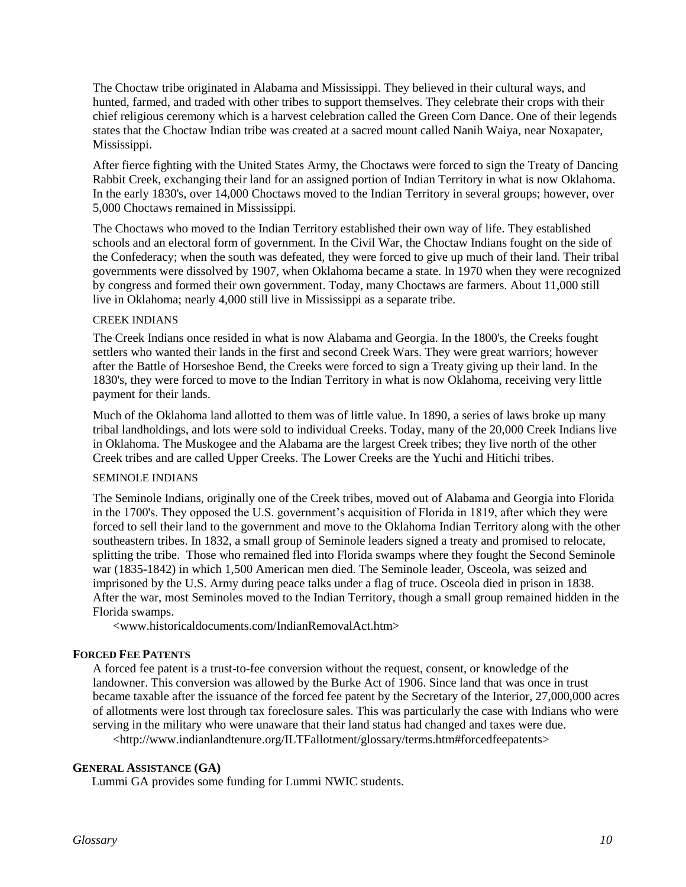The Choctaw tribe originated in Alabama and Mississippi. They believed in their cultural ways, and hunted, farmed, and traded with other tribes to support themselves. They celebrate their crops with their chief religious ceremony which is a harvest celebration called the Green Corn Dance. One of their legends states that the Choctaw Indian tribe was created at a sacred mount called Nanih Waiya, near Noxapater, Mississippi.

After fierce fighting with the United States Army, the Choctaws were forced to sign the Treaty of Dancing Rabbit Creek, exchanging their land for an assigned portion of Indian Territory in what is now Oklahoma. In the early 1830's, over 14,000 Choctaws moved to the Indian Territory in several groups; however, over 5,000 Choctaws remained in Mississippi.

The Choctaws who moved to the Indian Territory established their own way of life. They established schools and an electoral form of government. In the Civil War, the Choctaw Indians fought on the side of the Confederacy; when the south was defeated, they were forced to give up much of their land. Their tribal governments were dissolved by 1907, when Oklahoma became a state. In 1970 when they were recognized by congress and formed their own government. Today, many Choctaws are farmers. About 11,000 still live in Oklahoma; nearly 4,000 still live in Mississippi as a separate tribe.

CREEK INDIANS

The Creek Indians once resided in what is now Alabama and Georgia. In the 1800's, the Creeks fought settlers who wanted their lands in the first and second Creek Wars. They were great warriors; however after the Battle of Horseshoe Bend, the Creeks were forced to sign a Treaty giving up their land. In the 1830's, they were forced to move to the Indian Territory in what is now Oklahoma, receiving very little payment for their lands.

Much of the Oklahoma land allotted to them was of little value. In 1890, a series of laws broke up many tribal landholdings, and lots were sold to individual Creeks. Today, many of the 20,000 Creek Indians live in Oklahoma. The Muskogee and the Alabama are the largest Creek tribes; they live north of the other Creek tribes and are called Upper Creeks. The Lower Creeks are the Yuchi and Hitichi tribes.

SEMINOLE INDIANS

The Seminole Indians, originally one of the Creek tribes, moved out of Alabama and Georgia into Florida in the 1700's. They opposed the U.S. government's acquisition of Florida in 1819, after which they were forced to sell their land to the government and move to the Oklahoma Indian Territory along with the other southeastern tribes. In 1832, a small group of Seminole leaders signed a treaty and promised to relocate, splitting the tribe. Those who remained fled into Florida swamps where they fought the Second Seminole war (1835-1842) in which 1,500 American men died. The Seminole leader, Osceola, was seized and imprisoned by the U.S. Army during peace talks under a flag of truce. Osceola died in prison in 1838. After the war, most Seminoles moved to the Indian Territory, though a small group remained hidden in the Florida swamps.

<www.historicaldocuments.com/IndianRemovalAct.htm>

**FORCED FEE PATENTS**

A forced fee patent is a trust-to-fee conversion without the request, consent, or knowledge of the landowner. This conversion was allowed by the Burke Act of 1906. Since land that was once in trust became taxable after the issuance of the forced fee patent by the Secretary of the Interior, 27,000,000 acres of allotments were lost through tax foreclosure sales. This was particularly the case with Indians who were serving in the military who were unaware that their land status had changed and taxes were due.

<http://www.indianlandtenure.org/ILTFallotment/glossary/terms.htm#forcedfeepatents>

**GENERAL ASSISTANCE (GA)**

Lummi GA provides some funding for Lummi NWIC students.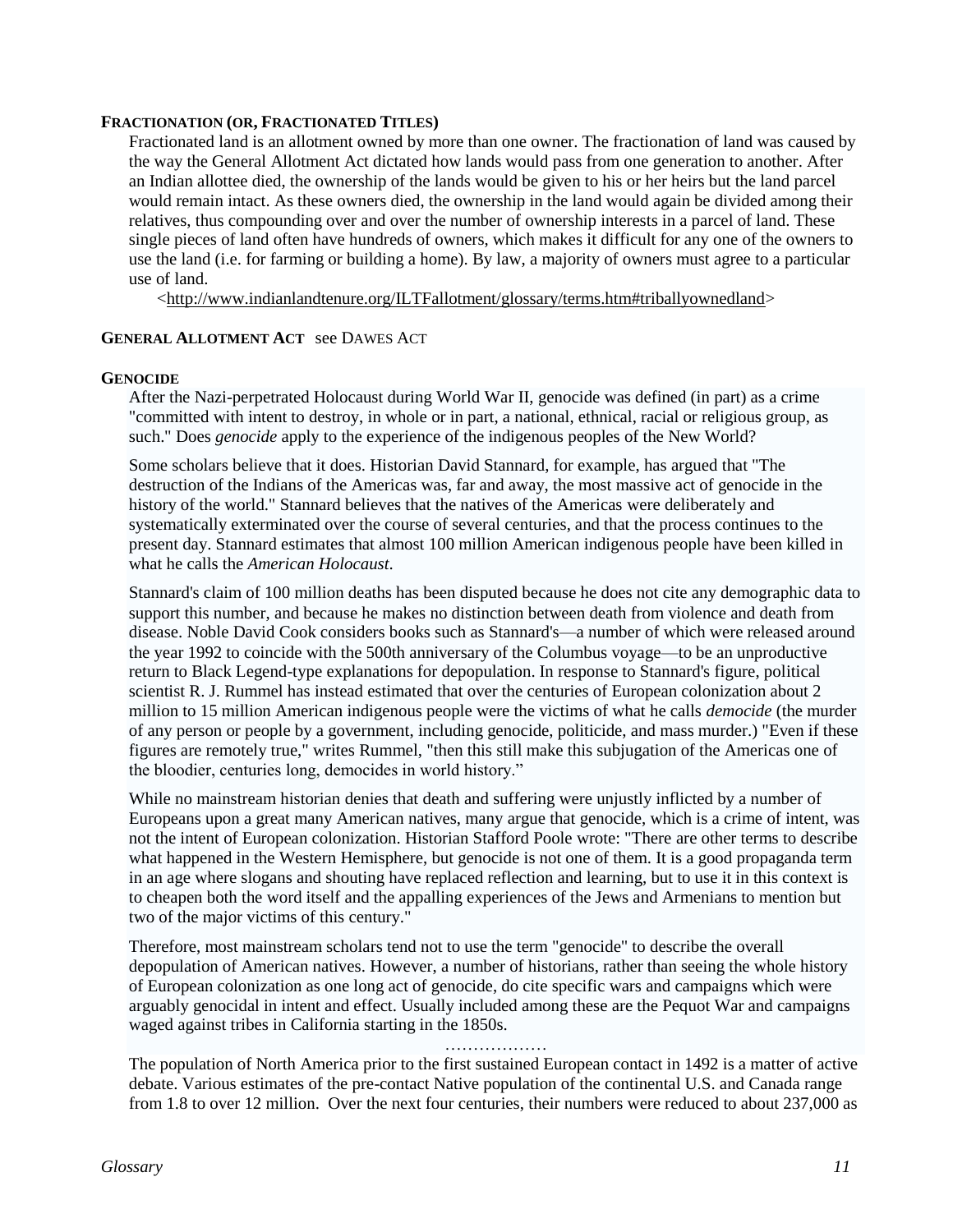**FRACTIONATION (OR, FRACTIONATED TITLES)**

Fractionated land is an allotment owned by more than one owner. The fractionation of land was caused by the way the General Allotment Act dictated how lands would pass from one generation to another. After an Indian allottee died, the ownership of the lands would be given to his or her heirs but the land parcel would remain intact. As these owners died, the ownership in the land would again be divided among their relatives, thus compounding over and over the number of ownership interests in a parcel of land. These single pieces of land often have hundreds of owners, which makes it difficult for any one of the owners to use the land (i.e. for farming or building a home). By law, a majority of owners must agree to a particular use of land.

<http://www.indianlandtenure.org/ILTFallotment/glossary/terms.htm#triballyownedland>

**GENERAL ALLOTMENT ACT** see DAWES ACT

**GENOCIDE**

After the Nazi-perpetrated Holocaust during World War II, genocide was defined (in part) as a crime "committed with intent to destroy, in whole or in part, a national, ethnical, racial or religious group, as such." Does *genocide* apply to the experience of the indigenous peoples of the New World?

Some scholars believe that it does. Historian David Stannard, for example, has argued that "The destruction of the Indians of the Americas was, far and away, the most massive act of genocide in the history of the world." Stannard believes that the natives of the Americas were deliberately and systematically exterminated over the course of several centuries, and that the process continues to the present day. Stannard estimates that almost 100 million American indigenous people have been killed in what he calls the *American Holocaust*.

Stannard's claim of 100 million deaths has been disputed because he does not cite any demographic data to support this number, and because he makes no distinction between death from violence and death from disease. Noble David Cook considers books such as Stannard's—a number of which were released around the year 1992 to coincide with the 500th anniversary of the Columbus voyage—to be an unproductive return to Black Legend-type explanations for depopulation. In response to Stannard's figure, political scientist R. J. Rummel has instead estimated that over the centuries of European colonization about 2 million to 15 million American indigenous people were the victims of what he calls *democide* (the murder of any person or people by a government, including genocide, politicide, and mass murder.) "Even if these figures are remotely true," writes Rummel, "then this still make this subjugation of the Americas one of the bloodier, centuries long, democides in world history."

While no mainstream historian denies that death and suffering were unjustly inflicted by a number of Europeans upon a great many American natives, many argue that genocide, which is a crime of intent, was not the intent of European colonization. Historian Stafford Poole wrote: "There are other terms to describe what happened in the Western Hemisphere, but genocide is not one of them. It is a good propaganda term in an age where slogans and shouting have replaced reflection and learning, but to use it in this context is to cheapen both the word itself and the appalling experiences of the Jews and Armenians to mention but two of the major victims of this century."

Therefore, most mainstream scholars tend not to use the term "genocide" to describe the overall depopulation of American natives. However, a number of historians, rather than seeing the whole history of European colonization as one long act of genocide, do cite specific wars and campaigns which were arguably genocidal in intent and effect. Usually included among these are the Pequot War and campaigns waged against tribes in California starting in the 1850s.

………………

The population of North America prior to the first sustained European contact in 1492 is a matter of active debate. Various estimates of the pre-contact Native population of the continental U.S. and Canada range from 1.8 to over 12 million. Over the next four centuries, their numbers were reduced to about 237,000 as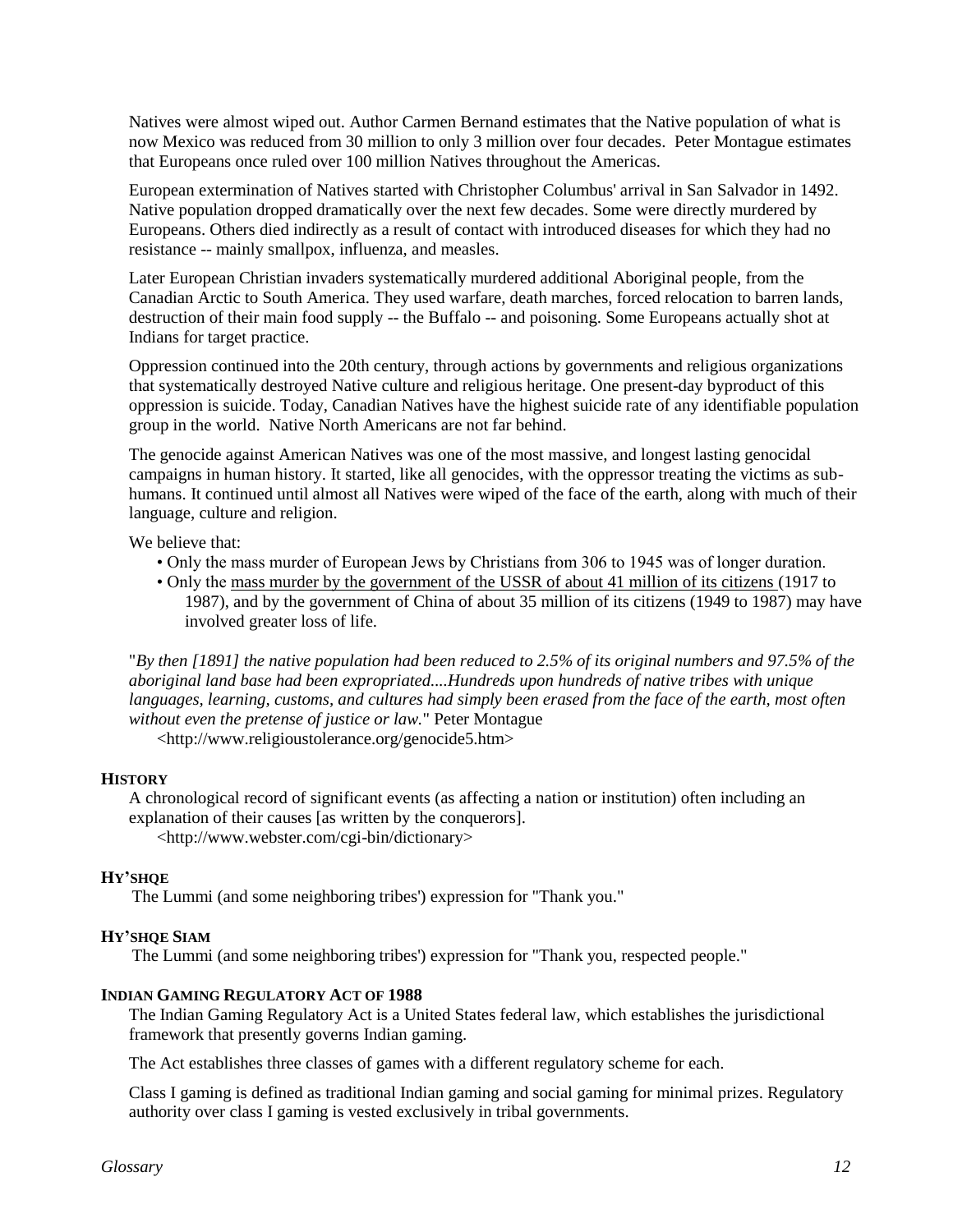Natives were almost wiped out. Author Carmen Bernand estimates that the Native population of what is now Mexico was reduced from 30 million to only 3 million over four decades. Peter Montague estimates that Europeans once ruled over 100 million Natives throughout the Americas.

European extermination of Natives started with Christopher Columbus' arrival in San Salvador in 1492. Native population dropped dramatically over the next few decades. Some were directly murdered by Europeans. Others died indirectly as a result of contact with introduced diseases for which they had no resistance -- mainly smallpox, influenza, and measles.

Later European Christian invaders systematically murdered additional Aboriginal people, from the Canadian Arctic to South America. They used warfare, death marches, forced relocation to barren lands, destruction of their main food supply -- the Buffalo -- and poisoning. Some Europeans actually shot at Indians for target practice.

Oppression continued into the 20th century, through actions by governments and religious organizations that systematically destroyed Native culture and religious heritage. One present-day byproduct of this oppression is suicide. Today, Canadian Natives have the highest suicide rate of any identifiable population group in the world. Native North Americans are not far behind.

The genocide against American Natives was one of the most massive, and longest lasting genocidal campaigns in human history. It started, like all genocides, with the oppressor treating the victims as sub-humans. It continued until almost all Natives were wiped of the face of the earth, along with much of their language, culture and religion.

We believe that:

- Only the mass murder of European Jews by Christians from 306 to 1945 was of longer duration.
- Only the mass murder by the government of the USSR of about 41 million of its citizens (1917 to 1987), and by the government of China of about 35 million of its citizens (1949 to 1987) may have involved greater loss of life.

"*By then [1891] the native population had been reduced to 2.5% of its original numbers and 97.5% of the aboriginal land base had been expropriated....Hundreds upon hundreds of native tribes with unique languages, learning, customs, and cultures had simply been erased from the face of the earth, most often without even the pretense of justice or law.*" Peter Montague
<http://www.religioustolerance.org/genocide5.htm>

**HISTORY**

A chronological record of significant events (as affecting a nation or institution) often including an explanation of their causes [as written by the conquerors].
<http://www.webster.com/cgi-bin/dictionary>

**HY'SHQE**

The Lummi (and some neighboring tribes') expression for "Thank you."

**HY'SHQE SIAM**

The Lummi (and some neighboring tribes') expression for "Thank you, respected people."

**INDIAN GAMING REGULATORY ACT OF 1988**

The Indian Gaming Regulatory Act is a United States federal law, which establishes the jurisdictional framework that presently governs Indian gaming.

The Act establishes three classes of games with a different regulatory scheme for each.

Class I gaming is defined as traditional Indian gaming and social gaming for minimal prizes. Regulatory authority over class I gaming is vested exclusively in tribal governments.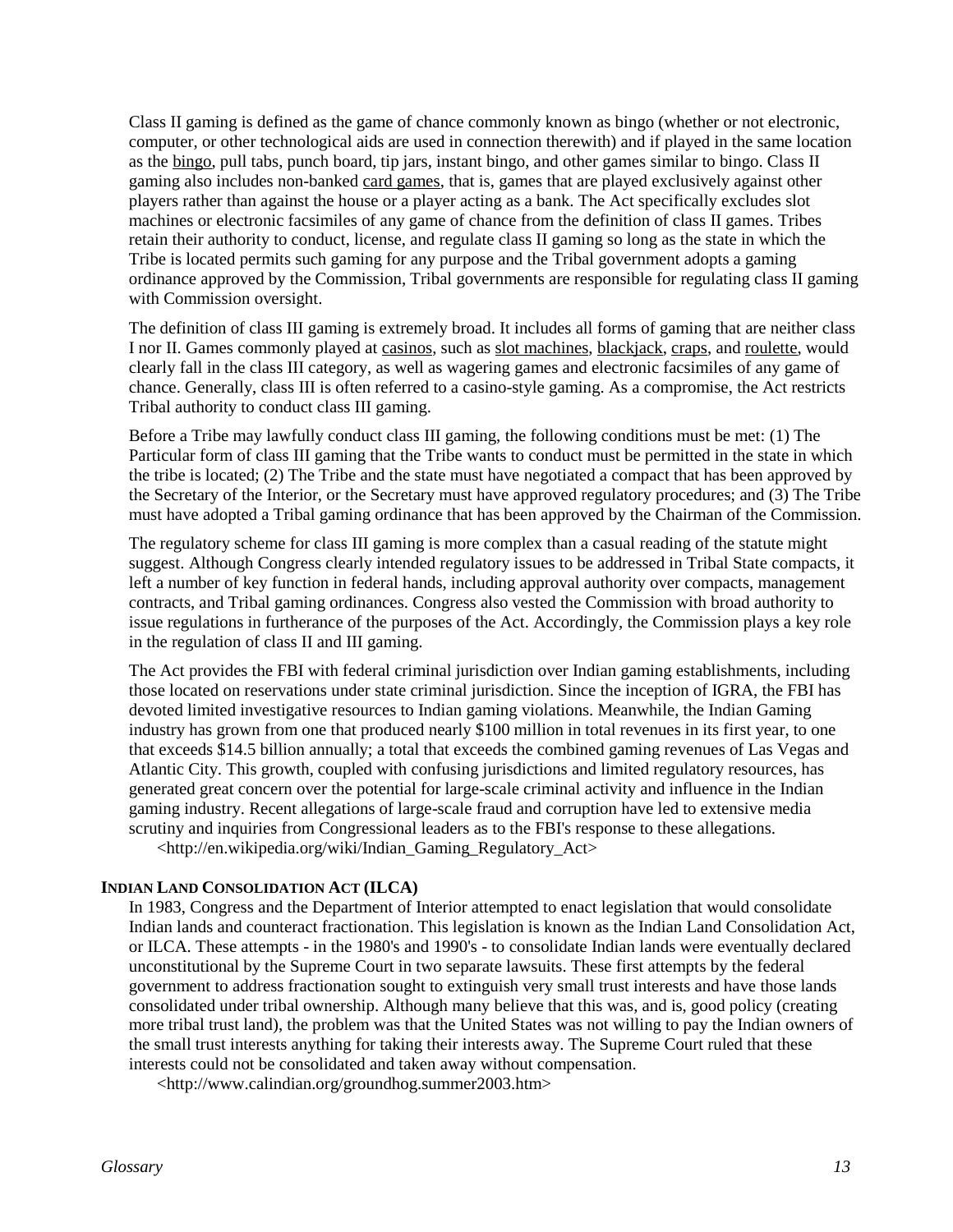Class II gaming is defined as the game of chance commonly known as bingo (whether or not electronic, computer, or other technological aids are used in connection therewith) and if played in the same location as the bingo, pull tabs, punch board, tip jars, instant bingo, and other games similar to bingo. Class II gaming also includes non-banked card games, that is, games that are played exclusively against other players rather than against the house or a player acting as a bank. The Act specifically excludes slot machines or electronic facsimiles of any game of chance from the definition of class II games. Tribes retain their authority to conduct, license, and regulate class II gaming so long as the state in which the Tribe is located permits such gaming for any purpose and the Tribal government adopts a gaming ordinance approved by the Commission, Tribal governments are responsible for regulating class II gaming with Commission oversight.

The definition of class III gaming is extremely broad. It includes all forms of gaming that are neither class I nor II. Games commonly played at casinos, such as slot machines, blackjack, craps, and roulette, would clearly fall in the class III category, as well as wagering games and electronic facsimiles of any game of chance. Generally, class III is often referred to a casino-style gaming. As a compromise, the Act restricts Tribal authority to conduct class III gaming.

Before a Tribe may lawfully conduct class III gaming, the following conditions must be met: (1) The Particular form of class III gaming that the Tribe wants to conduct must be permitted in the state in which the tribe is located; (2) The Tribe and the state must have negotiated a compact that has been approved by the Secretary of the Interior, or the Secretary must have approved regulatory procedures; and (3) The Tribe must have adopted a Tribal gaming ordinance that has been approved by the Chairman of the Commission.

The regulatory scheme for class III gaming is more complex than a casual reading of the statute might suggest. Although Congress clearly intended regulatory issues to be addressed in Tribal State compacts, it left a number of key function in federal hands, including approval authority over compacts, management contracts, and Tribal gaming ordinances. Congress also vested the Commission with broad authority to issue regulations in furtherance of the purposes of the Act. Accordingly, the Commission plays a key role in the regulation of class II and III gaming.

The Act provides the FBI with federal criminal jurisdiction over Indian gaming establishments, including those located on reservations under state criminal jurisdiction. Since the inception of IGRA, the FBI has devoted limited investigative resources to Indian gaming violations. Meanwhile, the Indian Gaming industry has grown from one that produced nearly $100 million in total revenues in its first year, to one that exceeds $14.5 billion annually; a total that exceeds the combined gaming revenues of Las Vegas and Atlantic City. This growth, coupled with confusing jurisdictions and limited regulatory resources, has generated great concern over the potential for large-scale criminal activity and influence in the Indian gaming industry. Recent allegations of large-scale fraud and corruption have led to extensive media scrutiny and inquiries from Congressional leaders as to the FBI's response to these allegations.
<http://en.wikipedia.org/wiki/Indian_Gaming_Regulatory_Act>

### INDIAN LAND CONSOLIDATION ACT (ILCA)

In 1983, Congress and the Department of Interior attempted to enact legislation that would consolidate Indian lands and counteract fractionation. This legislation is known as the Indian Land Consolidation Act, or ILCA. These attempts - in the 1980's and 1990's - to consolidate Indian lands were eventually declared unconstitutional by the Supreme Court in two separate lawsuits. These first attempts by the federal government to address fractionation sought to extinguish very small trust interests and have those lands consolidated under tribal ownership. Although many believe that this was, and is, good policy (creating more tribal trust land), the problem was that the United States was not willing to pay the Indian owners of the small trust interests anything for taking their interests away. The Supreme Court ruled that these interests could not be consolidated and taken away without compensation.
<http://www.calindian.org/groundhog.summer2003.htm>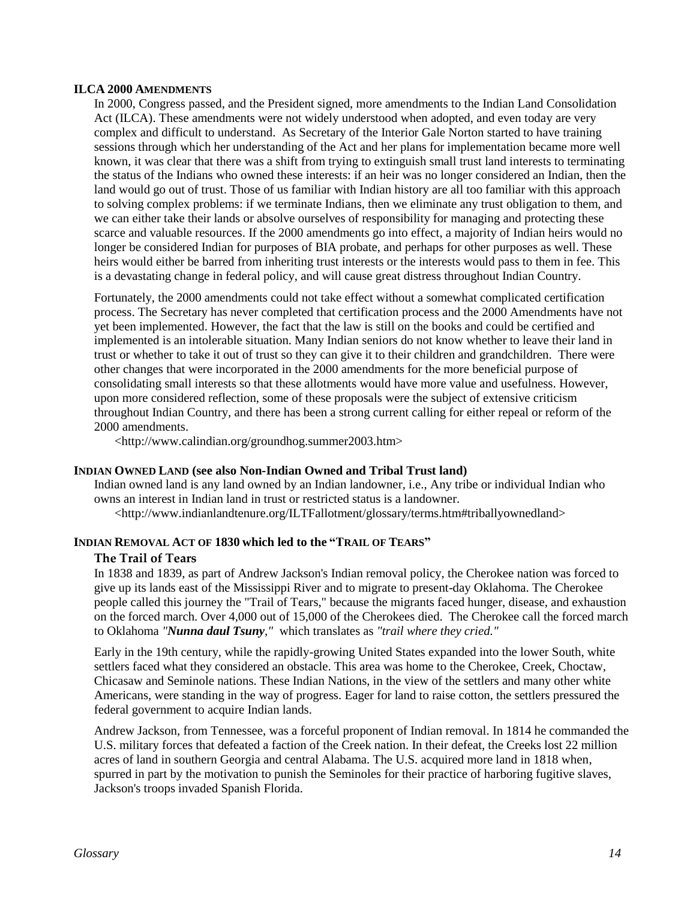### ILCA 2000 AMENDMENTS

In 2000, Congress passed, and the President signed, more amendments to the Indian Land Consolidation Act (ILCA). These amendments were not widely understood when adopted, and even today are very complex and difficult to understand. As Secretary of the Interior Gale Norton started to have training sessions through which her understanding of the Act and her plans for implementation became more well known, it was clear that there was a shift from trying to extinguish small trust land interests to terminating the status of the Indians who owned these interests: if an heir was no longer considered an Indian, then the land would go out of trust. Those of us familiar with Indian history are all too familiar with this approach to solving complex problems: if we terminate Indians, then we eliminate any trust obligation to them, and we can either take their lands or absolve ourselves of responsibility for managing and protecting these scarce and valuable resources. If the 2000 amendments go into effect, a majority of Indian heirs would no longer be considered Indian for purposes of BIA probate, and perhaps for other purposes as well. These heirs would either be barred from inheriting trust interests or the interests would pass to them in fee. This is a devastating change in federal policy, and will cause great distress throughout Indian Country.

Fortunately, the 2000 amendments could not take effect without a somewhat complicated certification process. The Secretary has never completed that certification process and the 2000 Amendments have not yet been implemented. However, the fact that the law is still on the books and could be certified and implemented is an intolerable situation. Many Indian seniors do not know whether to leave their land in trust or whether to take it out of trust so they can give it to their children and grandchildren. There were other changes that were incorporated in the 2000 amendments for the more beneficial purpose of consolidating small interests so that these allotments would have more value and usefulness. However, upon more considered reflection, some of these proposals were the subject of extensive criticism throughout Indian Country, and there has been a strong current calling for either repeal or reform of the 2000 amendments.

<http://www.calindian.org/groundhog.summer2003.htm>

### INDIAN OWNED LAND (see also Non-Indian Owned and Tribal Trust land)

Indian owned land is any land owned by an Indian landowner, i.e., Any tribe or individual Indian who owns an interest in Indian land in trust or restricted status is a landowner.

<http://www.indianlandtenure.org/ILTFallotment/glossary/terms.htm#triballyownedland>

### INDIAN REMOVAL ACT OF 1830 which led to the "TRAIL OF TEARS"

#### The Trail of Tears

In 1838 and 1839, as part of Andrew Jackson's Indian removal policy, the Cherokee nation was forced to give up its lands east of the Mississippi River and to migrate to present-day Oklahoma. The Cherokee people called this journey the "Trail of Tears," because the migrants faced hunger, disease, and exhaustion on the forced march. Over 4,000 out of 15,000 of the Cherokees died. The Cherokee call the forced march to Oklahoma *"**Nunna daul Tsuny**,"* which translates as *"trail where they cried."*

Early in the 19th century, while the rapidly-growing United States expanded into the lower South, white settlers faced what they considered an obstacle. This area was home to the Cherokee, Creek, Choctaw, Chicasaw and Seminole nations. These Indian Nations, in the view of the settlers and many other white Americans, were standing in the way of progress. Eager for land to raise cotton, the settlers pressured the federal government to acquire Indian lands.

Andrew Jackson, from Tennessee, was a forceful proponent of Indian removal. In 1814 he commanded the U.S. military forces that defeated a faction of the Creek nation. In their defeat, the Creeks lost 22 million acres of land in southern Georgia and central Alabama. The U.S. acquired more land in 1818 when, spurred in part by the motivation to punish the Seminoles for their practice of harboring fugitive slaves, Jackson's troops invaded Spanish Florida.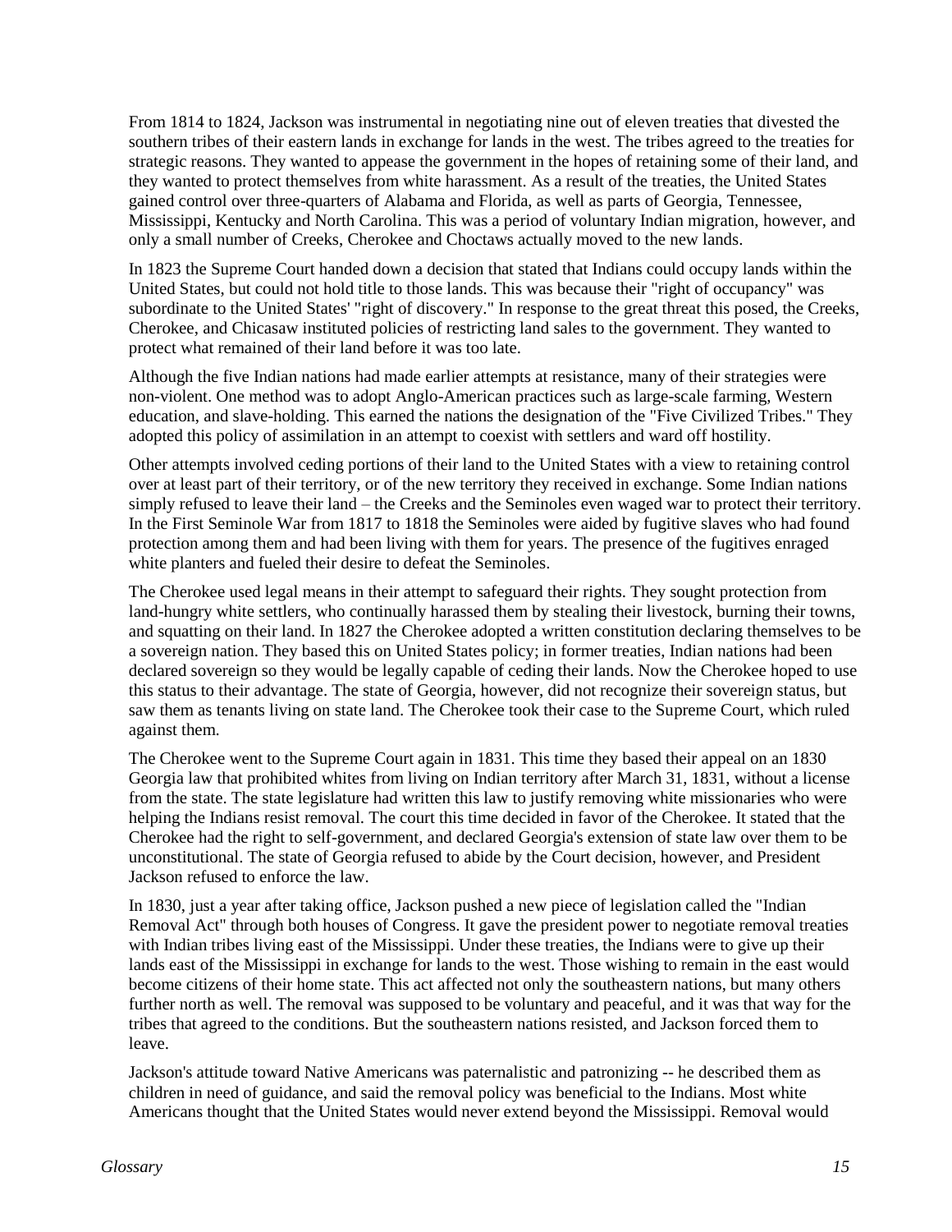From 1814 to 1824, Jackson was instrumental in negotiating nine out of eleven treaties that divested the southern tribes of their eastern lands in exchange for lands in the west. The tribes agreed to the treaties for strategic reasons. They wanted to appease the government in the hopes of retaining some of their land, and they wanted to protect themselves from white harassment. As a result of the treaties, the United States gained control over three-quarters of Alabama and Florida, as well as parts of Georgia, Tennessee, Mississippi, Kentucky and North Carolina. This was a period of voluntary Indian migration, however, and only a small number of Creeks, Cherokee and Choctaws actually moved to the new lands.

In 1823 the Supreme Court handed down a decision that stated that Indians could occupy lands within the United States, but could not hold title to those lands. This was because their "right of occupancy" was subordinate to the United States' "right of discovery." In response to the great threat this posed, the Creeks, Cherokee, and Chicasaw instituted policies of restricting land sales to the government. They wanted to protect what remained of their land before it was too late.

Although the five Indian nations had made earlier attempts at resistance, many of their strategies were non-violent. One method was to adopt Anglo-American practices such as large-scale farming, Western education, and slave-holding. This earned the nations the designation of the "Five Civilized Tribes." They adopted this policy of assimilation in an attempt to coexist with settlers and ward off hostility.

Other attempts involved ceding portions of their land to the United States with a view to retaining control over at least part of their territory, or of the new territory they received in exchange. Some Indian nations simply refused to leave their land – the Creeks and the Seminoles even waged war to protect their territory. In the First Seminole War from 1817 to 1818 the Seminoles were aided by fugitive slaves who had found protection among them and had been living with them for years. The presence of the fugitives enraged white planters and fueled their desire to defeat the Seminoles.

The Cherokee used legal means in their attempt to safeguard their rights. They sought protection from land-hungry white settlers, who continually harassed them by stealing their livestock, burning their towns, and squatting on their land. In 1827 the Cherokee adopted a written constitution declaring themselves to be a sovereign nation. They based this on United States policy; in former treaties, Indian nations had been declared sovereign so they would be legally capable of ceding their lands. Now the Cherokee hoped to use this status to their advantage. The state of Georgia, however, did not recognize their sovereign status, but saw them as tenants living on state land. The Cherokee took their case to the Supreme Court, which ruled against them.

The Cherokee went to the Supreme Court again in 1831. This time they based their appeal on an 1830 Georgia law that prohibited whites from living on Indian territory after March 31, 1831, without a license from the state. The state legislature had written this law to justify removing white missionaries who were helping the Indians resist removal. The court this time decided in favor of the Cherokee. It stated that the Cherokee had the right to self-government, and declared Georgia's extension of state law over them to be unconstitutional. The state of Georgia refused to abide by the Court decision, however, and President Jackson refused to enforce the law.

In 1830, just a year after taking office, Jackson pushed a new piece of legislation called the "Indian Removal Act" through both houses of Congress. It gave the president power to negotiate removal treaties with Indian tribes living east of the Mississippi. Under these treaties, the Indians were to give up their lands east of the Mississippi in exchange for lands to the west. Those wishing to remain in the east would become citizens of their home state. This act affected not only the southeastern nations, but many others further north as well. The removal was supposed to be voluntary and peaceful, and it was that way for the tribes that agreed to the conditions. But the southeastern nations resisted, and Jackson forced them to leave.

Jackson's attitude toward Native Americans was paternalistic and patronizing -- he described them as children in need of guidance, and said the removal policy was beneficial to the Indians. Most white Americans thought that the United States would never extend beyond the Mississippi. Removal would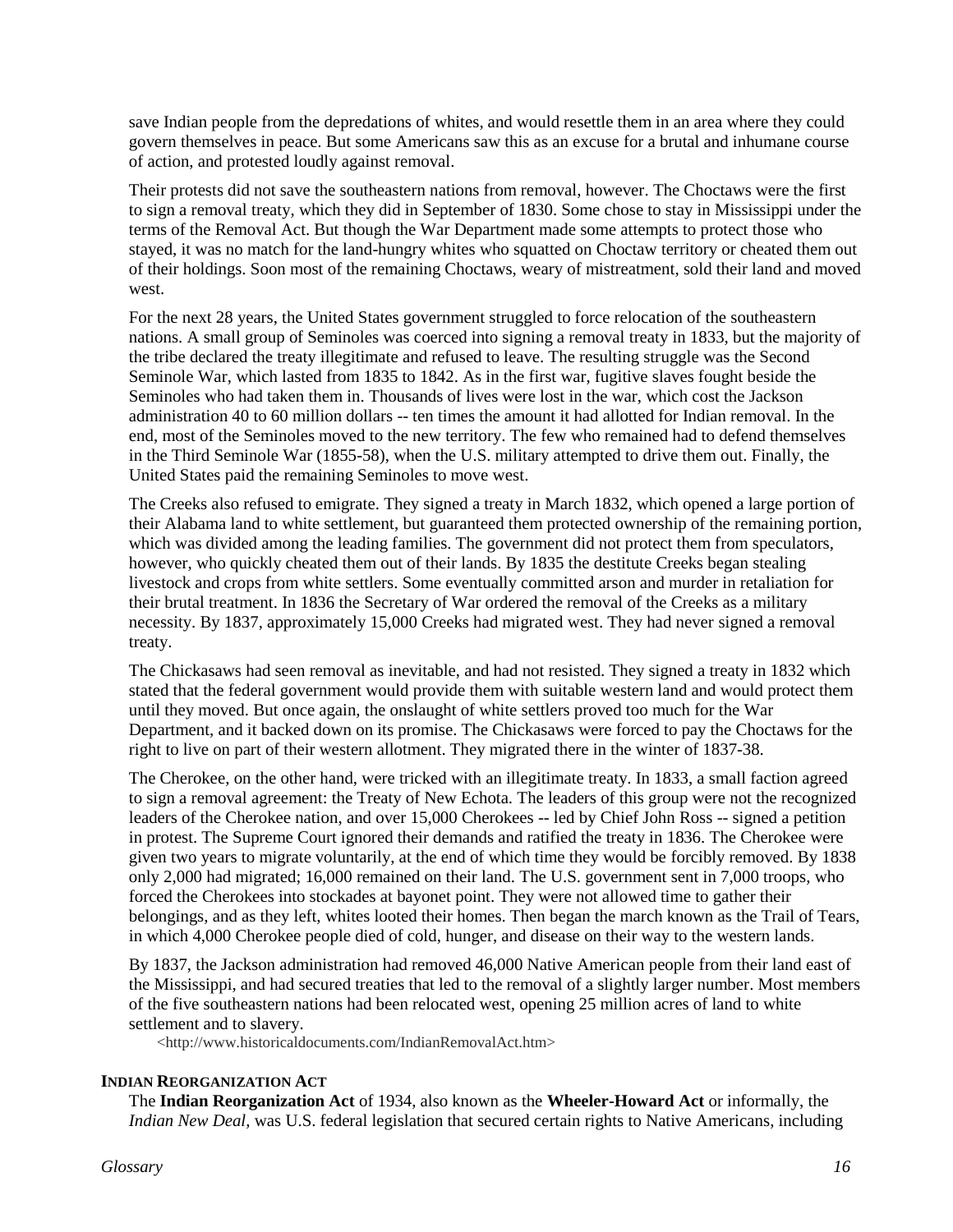save Indian people from the depredations of whites, and would resettle them in an area where they could govern themselves in peace. But some Americans saw this as an excuse for a brutal and inhumane course of action, and protested loudly against removal.

Their protests did not save the southeastern nations from removal, however. The Choctaws were the first to sign a removal treaty, which they did in September of 1830. Some chose to stay in Mississippi under the terms of the Removal Act. But though the War Department made some attempts to protect those who stayed, it was no match for the land-hungry whites who squatted on Choctaw territory or cheated them out of their holdings. Soon most of the remaining Choctaws, weary of mistreatment, sold their land and moved west.

For the next 28 years, the United States government struggled to force relocation of the southeastern nations. A small group of Seminoles was coerced into signing a removal treaty in 1833, but the majority of the tribe declared the treaty illegitimate and refused to leave. The resulting struggle was the Second Seminole War, which lasted from 1835 to 1842. As in the first war, fugitive slaves fought beside the Seminoles who had taken them in. Thousands of lives were lost in the war, which cost the Jackson administration 40 to 60 million dollars -- ten times the amount it had allotted for Indian removal. In the end, most of the Seminoles moved to the new territory. The few who remained had to defend themselves in the Third Seminole War (1855-58), when the U.S. military attempted to drive them out. Finally, the United States paid the remaining Seminoles to move west.

The Creeks also refused to emigrate. They signed a treaty in March 1832, which opened a large portion of their Alabama land to white settlement, but guaranteed them protected ownership of the remaining portion, which was divided among the leading families. The government did not protect them from speculators, however, who quickly cheated them out of their lands. By 1835 the destitute Creeks began stealing livestock and crops from white settlers. Some eventually committed arson and murder in retaliation for their brutal treatment. In 1836 the Secretary of War ordered the removal of the Creeks as a military necessity. By 1837, approximately 15,000 Creeks had migrated west. They had never signed a removal treaty.

The Chickasaws had seen removal as inevitable, and had not resisted. They signed a treaty in 1832 which stated that the federal government would provide them with suitable western land and would protect them until they moved. But once again, the onslaught of white settlers proved too much for the War Department, and it backed down on its promise. The Chickasaws were forced to pay the Choctaws for the right to live on part of their western allotment. They migrated there in the winter of 1837-38.

The Cherokee, on the other hand, were tricked with an illegitimate treaty. In 1833, a small faction agreed to sign a removal agreement: the Treaty of New Echota. The leaders of this group were not the recognized leaders of the Cherokee nation, and over 15,000 Cherokees -- led by Chief John Ross -- signed a petition in protest. The Supreme Court ignored their demands and ratified the treaty in 1836. The Cherokee were given two years to migrate voluntarily, at the end of which time they would be forcibly removed. By 1838 only 2,000 had migrated; 16,000 remained on their land. The U.S. government sent in 7,000 troops, who forced the Cherokees into stockades at bayonet point. They were not allowed time to gather their belongings, and as they left, whites looted their homes. Then began the march known as the Trail of Tears, in which 4,000 Cherokee people died of cold, hunger, and disease on their way to the western lands.

By 1837, the Jackson administration had removed 46,000 Native American people from their land east of the Mississippi, and had secured treaties that led to the removal of a slightly larger number. Most members of the five southeastern nations had been relocated west, opening 25 million acres of land to white settlement and to slavery.

<http://www.historicaldocuments.com/IndianRemovalAct.htm>

**INDIAN REORGANIZATION ACT**

The **Indian Reorganization Act** of 1934, also known as the **Wheeler-Howard Act** or informally, the *Indian New Deal*, was U.S. federal legislation that secured certain rights to Native Americans, including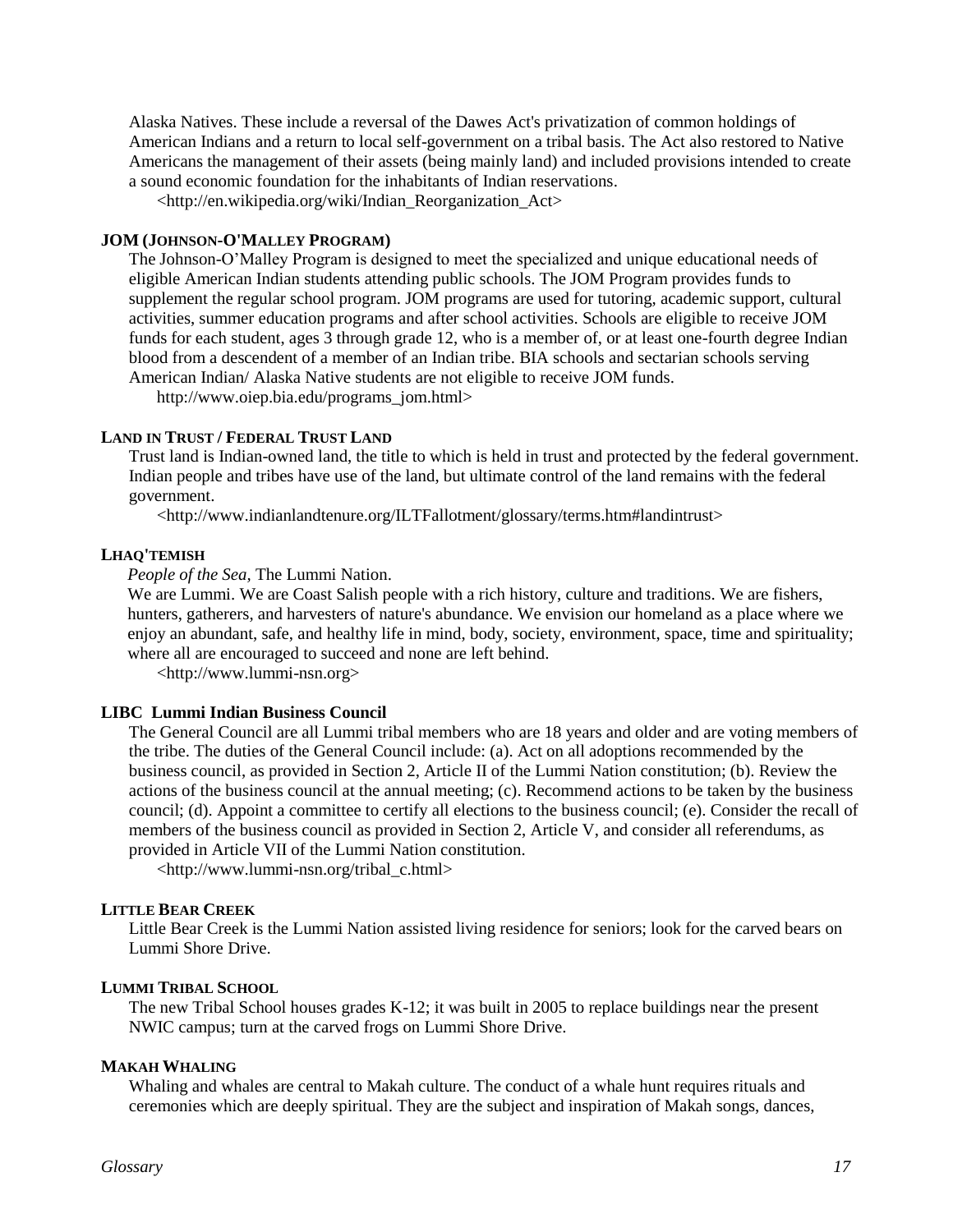Alaska Natives. These include a reversal of the Dawes Act's privatization of common holdings of American Indians and a return to local self-government on a tribal basis. The Act also restored to Native Americans the management of their assets (being mainly land) and included provisions intended to create a sound economic foundation for the inhabitants of Indian reservations.

<http://en.wikipedia.org/wiki/Indian_Reorganization_Act>

**JOM (JOHNSON-O'MALLEY PROGRAM)**

The Johnson-O'Malley Program is designed to meet the specialized and unique educational needs of eligible American Indian students attending public schools. The JOM Program provides funds to supplement the regular school program. JOM programs are used for tutoring, academic support, cultural activities, summer education programs and after school activities. Schools are eligible to receive JOM funds for each student, ages 3 through grade 12, who is a member of, or at least one-fourth degree Indian blood from a descendent of a member of an Indian tribe. BIA schools and sectarian schools serving American Indian/ Alaska Native students are not eligible to receive JOM funds.

http://www.oiep.bia.edu/programs_jom.html>

**LAND IN TRUST / FEDERAL TRUST LAND**

Trust land is Indian-owned land, the title to which is held in trust and protected by the federal government. Indian people and tribes have use of the land, but ultimate control of the land remains with the federal government.

<http://www.indianlandtenure.org/ILTFallotment/glossary/terms.htm#landintrust>

**LHAQ'TEMISH**

*People of the Sea,* The Lummi Nation.

We are Lummi. We are Coast Salish people with a rich history, culture and traditions. We are fishers, hunters, gatherers, and harvesters of nature's abundance. We envision our homeland as a place where we enjoy an abundant, safe, and healthy life in mind, body, society, environment, space, time and spirituality; where all are encouraged to succeed and none are left behind.

<http://www.lummi-nsn.org>

**LIBC Lummi Indian Business Council**

The General Council are all Lummi tribal members who are 18 years and older and are voting members of the tribe. The duties of the General Council include: (a). Act on all adoptions recommended by the business council, as provided in Section 2, Article II of the Lummi Nation constitution; (b). Review the actions of the business council at the annual meeting; (c). Recommend actions to be taken by the business council; (d). Appoint a committee to certify all elections to the business council; (e). Consider the recall of members of the business council as provided in Section 2, Article V, and consider all referendums, as provided in Article VII of the Lummi Nation constitution.

<http://www.lummi-nsn.org/tribal_c.html>

**LITTLE BEAR CREEK**

Little Bear Creek is the Lummi Nation assisted living residence for seniors; look for the carved bears on Lummi Shore Drive.

**LUMMI TRIBAL SCHOOL**

The new Tribal School houses grades K-12; it was built in 2005 to replace buildings near the present NWIC campus; turn at the carved frogs on Lummi Shore Drive.

**MAKAH WHALING**

Whaling and whales are central to Makah culture. The conduct of a whale hunt requires rituals and ceremonies which are deeply spiritual. They are the subject and inspiration of Makah songs, dances,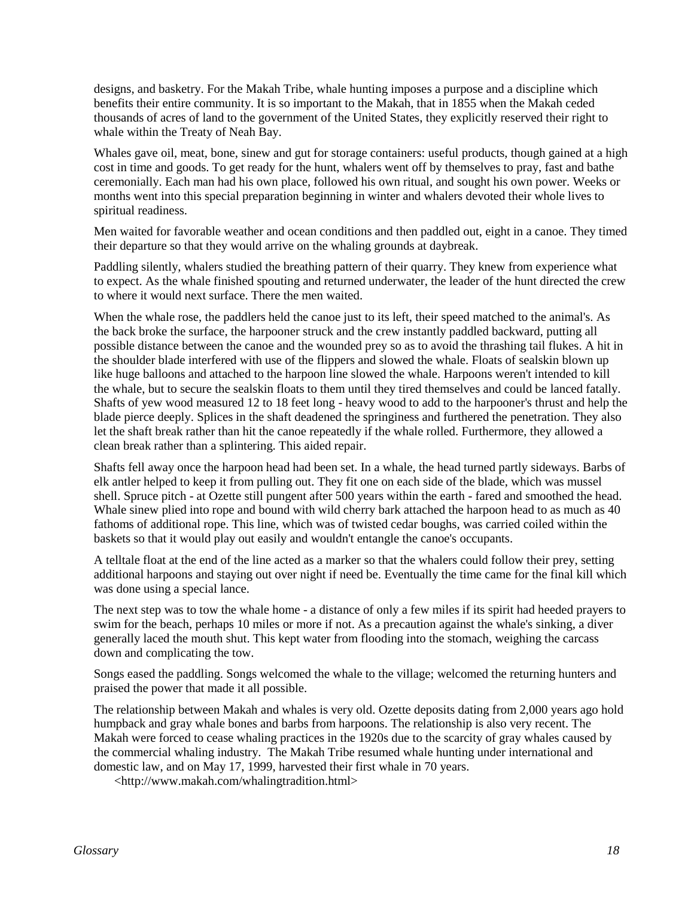designs, and basketry. For the Makah Tribe, whale hunting imposes a purpose and a discipline which benefits their entire community. It is so important to the Makah, that in 1855 when the Makah ceded thousands of acres of land to the government of the United States, they explicitly reserved their right to whale within the Treaty of Neah Bay.

Whales gave oil, meat, bone, sinew and gut for storage containers: useful products, though gained at a high cost in time and goods. To get ready for the hunt, whalers went off by themselves to pray, fast and bathe ceremonially. Each man had his own place, followed his own ritual, and sought his own power. Weeks or months went into this special preparation beginning in winter and whalers devoted their whole lives to spiritual readiness.

Men waited for favorable weather and ocean conditions and then paddled out, eight in a canoe. They timed their departure so that they would arrive on the whaling grounds at daybreak.

Paddling silently, whalers studied the breathing pattern of their quarry. They knew from experience what to expect. As the whale finished spouting and returned underwater, the leader of the hunt directed the crew to where it would next surface. There the men waited.

When the whale rose, the paddlers held the canoe just to its left, their speed matched to the animal's. As the back broke the surface, the harpooner struck and the crew instantly paddled backward, putting all possible distance between the canoe and the wounded prey so as to avoid the thrashing tail flukes. A hit in the shoulder blade interfered with use of the flippers and slowed the whale. Floats of sealskin blown up like huge balloons and attached to the harpoon line slowed the whale. Harpoons weren't intended to kill the whale, but to secure the sealskin floats to them until they tired themselves and could be lanced fatally. Shafts of yew wood measured 12 to 18 feet long - heavy wood to add to the harpooner's thrust and help the blade pierce deeply. Splices in the shaft deadened the springiness and furthered the penetration. They also let the shaft break rather than hit the canoe repeatedly if the whale rolled. Furthermore, they allowed a clean break rather than a splintering. This aided repair.

Shafts fell away once the harpoon head had been set. In a whale, the head turned partly sideways. Barbs of elk antler helped to keep it from pulling out. They fit one on each side of the blade, which was mussel shell. Spruce pitch - at Ozette still pungent after 500 years within the earth - fared and smoothed the head. Whale sinew plied into rope and bound with wild cherry bark attached the harpoon head to as much as 40 fathoms of additional rope. This line, which was of twisted cedar boughs, was carried coiled within the baskets so that it would play out easily and wouldn't entangle the canoe's occupants.

A telltale float at the end of the line acted as a marker so that the whalers could follow their prey, setting additional harpoons and staying out over night if need be. Eventually the time came for the final kill which was done using a special lance.

The next step was to tow the whale home - a distance of only a few miles if its spirit had heeded prayers to swim for the beach, perhaps 10 miles or more if not. As a precaution against the whale's sinking, a diver generally laced the mouth shut. This kept water from flooding into the stomach, weighing the carcass down and complicating the tow.

Songs eased the paddling. Songs welcomed the whale to the village; welcomed the returning hunters and praised the power that made it all possible.

The relationship between Makah and whales is very old. Ozette deposits dating from 2,000 years ago hold humpback and gray whale bones and barbs from harpoons. The relationship is also very recent. The Makah were forced to cease whaling practices in the 1920s due to the scarcity of gray whales caused by the commercial whaling industry. The Makah Tribe resumed whale hunting under international and domestic law, and on May 17, 1999, harvested their first whale in 70 years.

<http://www.makah.com/whalingtradition.html>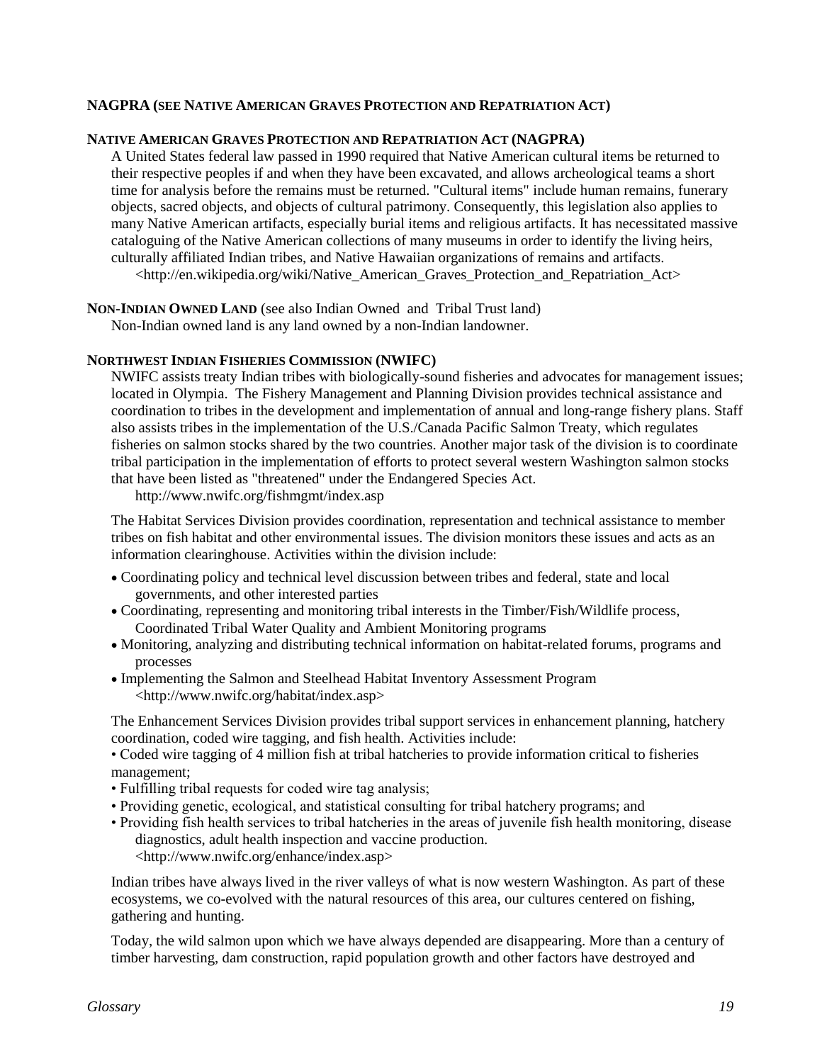**NAGPRA (SEE NATIVE AMERICAN GRAVES PROTECTION AND REPATRIATION ACT)**

**NATIVE AMERICAN GRAVES PROTECTION AND REPATRIATION ACT (NAGPRA)**

A United States federal law passed in 1990 required that Native American cultural items be returned to their respective peoples if and when they have been excavated, and allows archeological teams a short time for analysis before the remains must be returned. "Cultural items" include human remains, funerary objects, sacred objects, and objects of cultural patrimony. Consequently, this legislation also applies to many Native American artifacts, especially burial items and religious artifacts. It has necessitated massive cataloguing of the Native American collections of many museums in order to identify the living heirs, culturally affiliated Indian tribes, and Native Hawaiian organizations of remains and artifacts.
<http://en.wikipedia.org/wiki/Native_American_Graves_Protection_and_Repatriation_Act>

**NON-INDIAN OWNED LAND** (see also Indian Owned and Tribal Trust land)

Non-Indian owned land is any land owned by a non-Indian landowner.

**NORTHWEST INDIAN FISHERIES COMMISSION (NWIFC)**

NWIFC assists treaty Indian tribes with biologically-sound fisheries and advocates for management issues; located in Olympia. The Fishery Management and Planning Division provides technical assistance and coordination to tribes in the development and implementation of annual and long-range fishery plans. Staff also assists tribes in the implementation of the U.S./Canada Pacific Salmon Treaty, which regulates fisheries on salmon stocks shared by the two countries. Another major task of the division is to coordinate tribal participation in the implementation of efforts to protect several western Washington salmon stocks that have been listed as "threatened" under the Endangered Species Act.
http://www.nwifc.org/fishmgmt/index.asp

The Habitat Services Division provides coordination, representation and technical assistance to member tribes on fish habitat and other environmental issues. The division monitors these issues and acts as an information clearinghouse. Activities within the division include:

- Coordinating policy and technical level discussion between tribes and federal, state and local governments, and other interested parties
- Coordinating, representing and monitoring tribal interests in the Timber/Fish/Wildlife process, Coordinated Tribal Water Quality and Ambient Monitoring programs
- Monitoring, analyzing and distributing technical information on habitat-related forums, programs and processes
- Implementing the Salmon and Steelhead Habitat Inventory Assessment Program
<http://www.nwifc.org/habitat/index.asp>

The Enhancement Services Division provides tribal support services in enhancement planning, hatchery coordination, coded wire tagging, and fish health. Activities include:

- Coded wire tagging of 4 million fish at tribal hatcheries to provide information critical to fisheries management;
- Fulfilling tribal requests for coded wire tag analysis;
- Providing genetic, ecological, and statistical consulting for tribal hatchery programs; and
- Providing fish health services to tribal hatcheries in the areas of juvenile fish health monitoring, disease diagnostics, adult health inspection and vaccine production.
<http://www.nwifc.org/enhance/index.asp>

Indian tribes have always lived in the river valleys of what is now western Washington. As part of these ecosystems, we co-evolved with the natural resources of this area, our cultures centered on fishing, gathering and hunting.

Today, the wild salmon upon which we have always depended are disappearing. More than a century of timber harvesting, dam construction, rapid population growth and other factors have destroyed and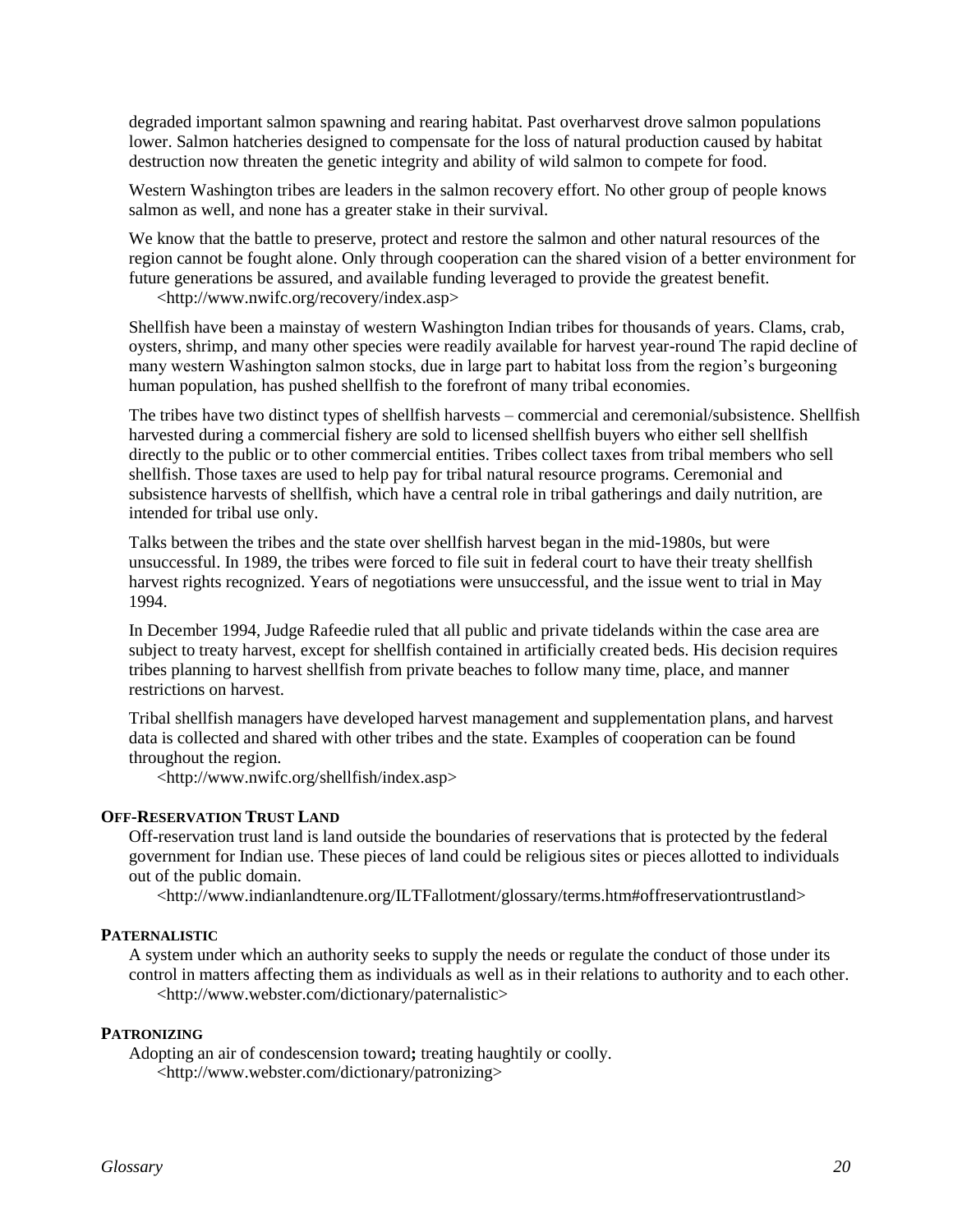degraded important salmon spawning and rearing habitat. Past overharvest drove salmon populations lower. Salmon hatcheries designed to compensate for the loss of natural production caused by habitat destruction now threaten the genetic integrity and ability of wild salmon to compete for food.

Western Washington tribes are leaders in the salmon recovery effort. No other group of people knows salmon as well, and none has a greater stake in their survival.

We know that the battle to preserve, protect and restore the salmon and other natural resources of the region cannot be fought alone. Only through cooperation can the shared vision of a better environment for future generations be assured, and available funding leveraged to provide the greatest benefit.
<http://www.nwifc.org/recovery/index.asp>

Shellfish have been a mainstay of western Washington Indian tribes for thousands of years. Clams, crab, oysters, shrimp, and many other species were readily available for harvest year-round The rapid decline of many western Washington salmon stocks, due in large part to habitat loss from the region's burgeoning human population, has pushed shellfish to the forefront of many tribal economies.

The tribes have two distinct types of shellfish harvests – commercial and ceremonial/subsistence. Shellfish harvested during a commercial fishery are sold to licensed shellfish buyers who either sell shellfish directly to the public or to other commercial entities. Tribes collect taxes from tribal members who sell shellfish. Those taxes are used to help pay for tribal natural resource programs. Ceremonial and subsistence harvests of shellfish, which have a central role in tribal gatherings and daily nutrition, are intended for tribal use only.

Talks between the tribes and the state over shellfish harvest began in the mid-1980s, but were unsuccessful. In 1989, the tribes were forced to file suit in federal court to have their treaty shellfish harvest rights recognized. Years of negotiations were unsuccessful, and the issue went to trial in May 1994.

In December 1994, Judge Rafeedie ruled that all public and private tidelands within the case area are subject to treaty harvest, except for shellfish contained in artificially created beds. His decision requires tribes planning to harvest shellfish from private beaches to follow many time, place, and manner restrictions on harvest.

Tribal shellfish managers have developed harvest management and supplementation plans, and harvest data is collected and shared with other tribes and the state. Examples of cooperation can be found throughout the region.
<http://www.nwifc.org/shellfish/index.asp>

**OFF-RESERVATION TRUST LAND**

Off-reservation trust land is land outside the boundaries of reservations that is protected by the federal government for Indian use. These pieces of land could be religious sites or pieces allotted to individuals out of the public domain.
<http://www.indianlandtenure.org/ILTFallotment/glossary/terms.htm#offreservationtrustland>

**PATERNALISTIC**

A system under which an authority seeks to supply the needs or regulate the conduct of those under its control in matters affecting them as individuals as well as in their relations to authority and to each other.
<http://www.webster.com/dictionary/paternalistic>

**PATRONIZING**

Adopting an air of condescension toward**;** treating haughtily or coolly.
<http://www.webster.com/dictionary/patronizing>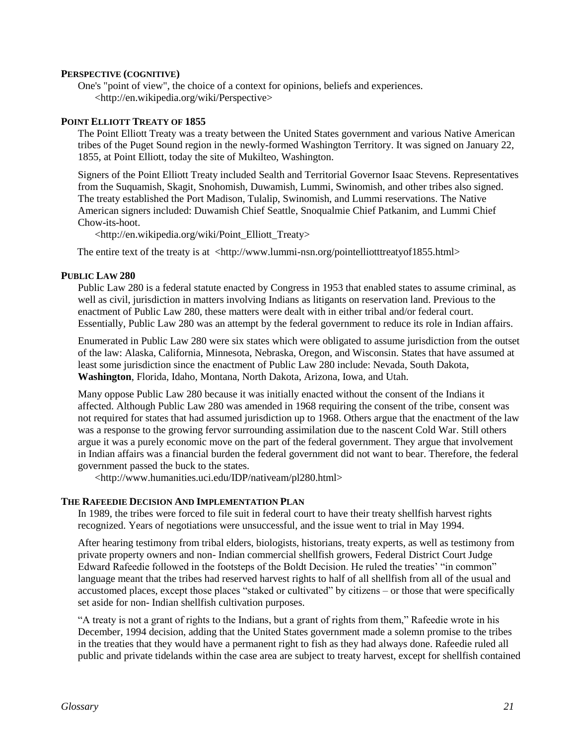**Perspective (cognitive)**

One's "point of view", the choice of a context for opinions, beliefs and experiences.
<http://en.wikipedia.org/wiki/Perspective>

**Point Elliott Treaty of 1855**

The Point Elliott Treaty was a treaty between the United States government and various Native American tribes of the Puget Sound region in the newly-formed Washington Territory. It was signed on January 22, 1855, at Point Elliott, today the site of Mukilteo, Washington.

Signers of the Point Elliott Treaty included Sealth and Territorial Governor Isaac Stevens. Representatives from the Suquamish, Skagit, Snohomish, Duwamish, Lummi, Swinomish, and other tribes also signed. The treaty established the Port Madison, Tulalip, Swinomish, and Lummi reservations. The Native American signers included: Duwamish Chief Seattle, Snoqualmie Chief Patkanim, and Lummi Chief Chow-its-hoot.
<http://en.wikipedia.org/wiki/Point_Elliott_Treaty>

The entire text of the treaty is at <http://www.lummi-nsn.org/pointelliotttreatyof1855.html>

**Public Law 280**

Public Law 280 is a federal statute enacted by Congress in 1953 that enabled states to assume criminal, as well as civil, jurisdiction in matters involving Indians as litigants on reservation land. Previous to the enactment of Public Law 280, these matters were dealt with in either tribal and/or federal court. Essentially, Public Law 280 was an attempt by the federal government to reduce its role in Indian affairs.

Enumerated in Public Law 280 were six states which were obligated to assume jurisdiction from the outset of the law: Alaska, California, Minnesota, Nebraska, Oregon, and Wisconsin. States that have assumed at least some jurisdiction since the enactment of Public Law 280 include: Nevada, South Dakota, **Washington**, Florida, Idaho, Montana, North Dakota, Arizona, Iowa, and Utah.

Many oppose Public Law 280 because it was initially enacted without the consent of the Indians it affected. Although Public Law 280 was amended in 1968 requiring the consent of the tribe, consent was not required for states that had assumed jurisdiction up to 1968. Others argue that the enactment of the law was a response to the growing fervor surrounding assimilation due to the nascent Cold War. Still others argue it was a purely economic move on the part of the federal government. They argue that involvement in Indian affairs was a financial burden the federal government did not want to bear. Therefore, the federal government passed the buck to the states.
<http://www.humanities.uci.edu/IDP/nativeam/pl280.html>

**The Rafeedie Decision And Implementation Plan**

In 1989, the tribes were forced to file suit in federal court to have their treaty shellfish harvest rights recognized. Years of negotiations were unsuccessful, and the issue went to trial in May 1994.

After hearing testimony from tribal elders, biologists, historians, treaty experts, as well as testimony from private property owners and non- Indian commercial shellfish growers, Federal District Court Judge Edward Rafeedie followed in the footsteps of the Boldt Decision. He ruled the treaties' "in common" language meant that the tribes had reserved harvest rights to half of all shellfish from all of the usual and accustomed places, except those places "staked or cultivated" by citizens – or those that were specifically set aside for non- Indian shellfish cultivation purposes.

"A treaty is not a grant of rights to the Indians, but a grant of rights from them," Rafeedie wrote in his December, 1994 decision, adding that the United States government made a solemn promise to the tribes in the treaties that they would have a permanent right to fish as they had always done. Rafeedie ruled all public and private tidelands within the case area are subject to treaty harvest, except for shellfish contained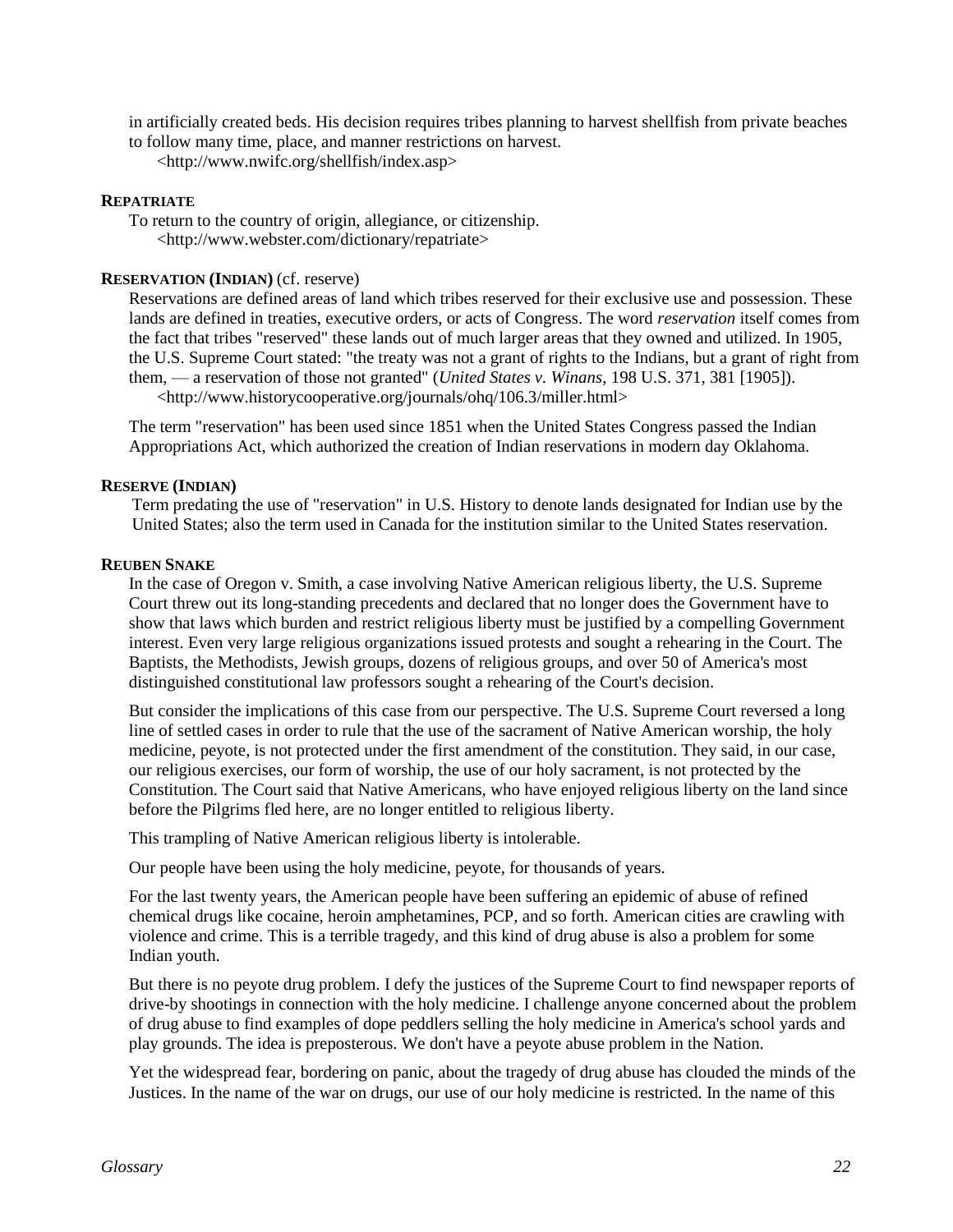in artificially created beds. His decision requires tribes planning to harvest shellfish from private beaches to follow many time, place, and manner restrictions on harvest.
<http://www.nwifc.org/shellfish/index.asp>

**REPATRIATE**

To return to the country of origin, allegiance, or citizenship.
<http://www.webster.com/dictionary/repatriate>

**RESERVATION (INDIAN)** (cf. reserve)

Reservations are defined areas of land which tribes reserved for their exclusive use and possession. These lands are defined in treaties, executive orders, or acts of Congress. The word *reservation* itself comes from the fact that tribes "reserved" these lands out of much larger areas that they owned and utilized. In 1905, the U.S. Supreme Court stated: "the treaty was not a grant of rights to the Indians, but a grant of right from them, — a reservation of those not granted" (*United States v. Winans*, 198 U.S. 371, 381 [1905]).
<http://www.historycooperative.org/journals/ohq/106.3/miller.html>

The term "reservation" has been used since 1851 when the United States Congress passed the Indian Appropriations Act, which authorized the creation of Indian reservations in modern day Oklahoma.

**RESERVE (INDIAN)**

Term predating the use of "reservation" in U.S. History to denote lands designated for Indian use by the United States; also the term used in Canada for the institution similar to the United States reservation.

**REUBEN SNAKE**

In the case of Oregon v. Smith, a case involving Native American religious liberty, the U.S. Supreme Court threw out its long-standing precedents and declared that no longer does the Government have to show that laws which burden and restrict religious liberty must be justified by a compelling Government interest. Even very large religious organizations issued protests and sought a rehearing in the Court. The Baptists, the Methodists, Jewish groups, dozens of religious groups, and over 50 of America's most distinguished constitutional law professors sought a rehearing of the Court's decision.

But consider the implications of this case from our perspective. The U.S. Supreme Court reversed a long line of settled cases in order to rule that the use of the sacrament of Native American worship, the holy medicine, peyote, is not protected under the first amendment of the constitution. They said, in our case, our religious exercises, our form of worship, the use of our holy sacrament, is not protected by the Constitution. The Court said that Native Americans, who have enjoyed religious liberty on the land since before the Pilgrims fled here, are no longer entitled to religious liberty.

This trampling of Native American religious liberty is intolerable.

Our people have been using the holy medicine, peyote, for thousands of years.

For the last twenty years, the American people have been suffering an epidemic of abuse of refined chemical drugs like cocaine, heroin amphetamines, PCP, and so forth. American cities are crawling with violence and crime. This is a terrible tragedy, and this kind of drug abuse is also a problem for some Indian youth.

But there is no peyote drug problem. I defy the justices of the Supreme Court to find newspaper reports of drive-by shootings in connection with the holy medicine. I challenge anyone concerned about the problem of drug abuse to find examples of dope peddlers selling the holy medicine in America's school yards and play grounds. The idea is preposterous. We don't have a peyote abuse problem in the Nation.

Yet the widespread fear, bordering on panic, about the tragedy of drug abuse has clouded the minds of the Justices. In the name of the war on drugs, our use of our holy medicine is restricted. In the name of this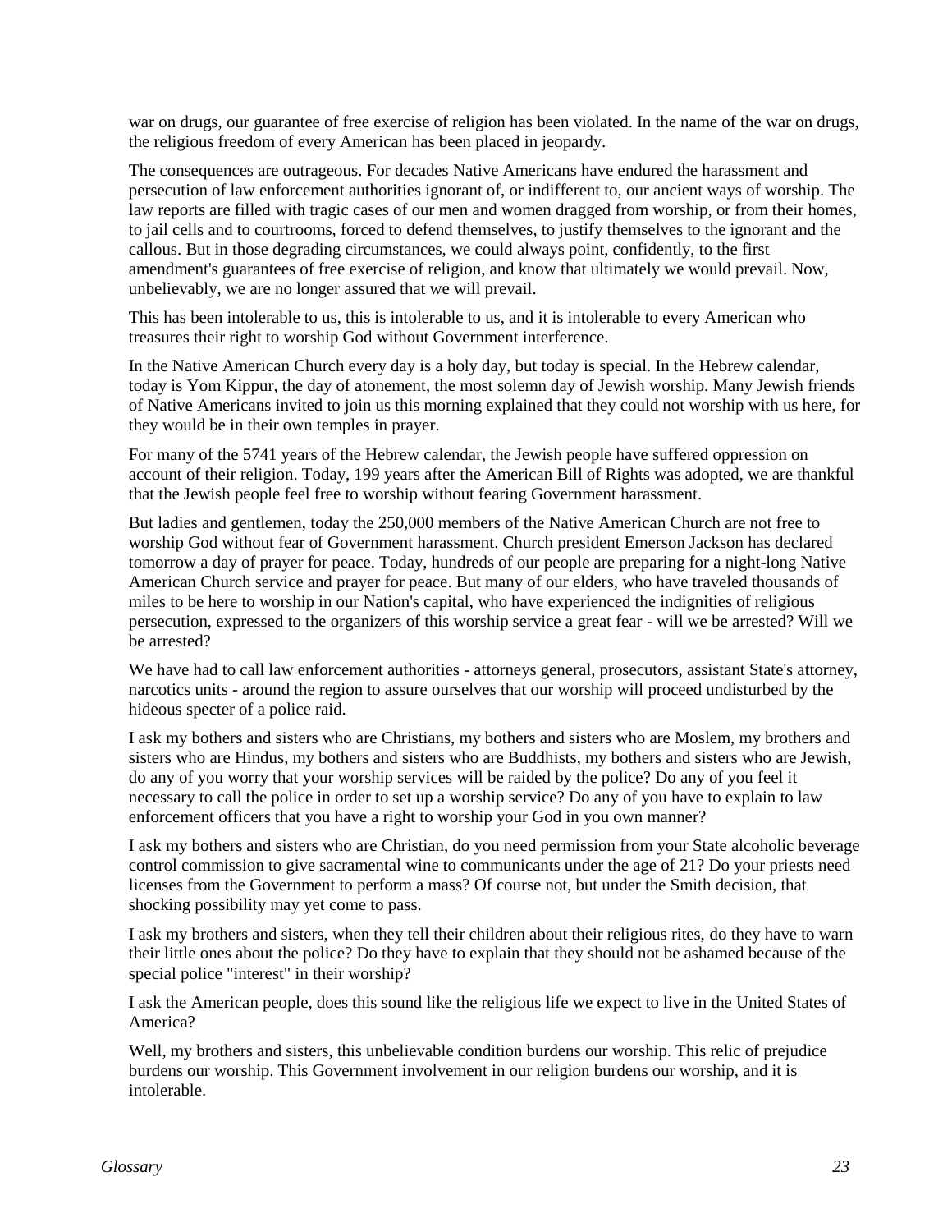war on drugs, our guarantee of free exercise of religion has been violated. In the name of the war on drugs, the religious freedom of every American has been placed in jeopardy.

The consequences are outrageous. For decades Native Americans have endured the harassment and persecution of law enforcement authorities ignorant of, or indifferent to, our ancient ways of worship. The law reports are filled with tragic cases of our men and women dragged from worship, or from their homes, to jail cells and to courtrooms, forced to defend themselves, to justify themselves to the ignorant and the callous. But in those degrading circumstances, we could always point, confidently, to the first amendment's guarantees of free exercise of religion, and know that ultimately we would prevail. Now, unbelievably, we are no longer assured that we will prevail.

This has been intolerable to us, this is intolerable to us, and it is intolerable to every American who treasures their right to worship God without Government interference.

In the Native American Church every day is a holy day, but today is special. In the Hebrew calendar, today is Yom Kippur, the day of atonement, the most solemn day of Jewish worship. Many Jewish friends of Native Americans invited to join us this morning explained that they could not worship with us here, for they would be in their own temples in prayer.

For many of the 5741 years of the Hebrew calendar, the Jewish people have suffered oppression on account of their religion. Today, 199 years after the American Bill of Rights was adopted, we are thankful that the Jewish people feel free to worship without fearing Government harassment.

But ladies and gentlemen, today the 250,000 members of the Native American Church are not free to worship God without fear of Government harassment. Church president Emerson Jackson has declared tomorrow a day of prayer for peace. Today, hundreds of our people are preparing for a night-long Native American Church service and prayer for peace. But many of our elders, who have traveled thousands of miles to be here to worship in our Nation's capital, who have experienced the indignities of religious persecution, expressed to the organizers of this worship service a great fear - will we be arrested? Will we be arrested?

We have had to call law enforcement authorities - attorneys general, prosecutors, assistant State's attorney, narcotics units - around the region to assure ourselves that our worship will proceed undisturbed by the hideous specter of a police raid.

I ask my bothers and sisters who are Christians, my bothers and sisters who are Moslem, my brothers and sisters who are Hindus, my bothers and sisters who are Buddhists, my bothers and sisters who are Jewish, do any of you worry that your worship services will be raided by the police? Do any of you feel it necessary to call the police in order to set up a worship service? Do any of you have to explain to law enforcement officers that you have a right to worship your God in you own manner?

I ask my bothers and sisters who are Christian, do you need permission from your State alcoholic beverage control commission to give sacramental wine to communicants under the age of 21? Do your priests need licenses from the Government to perform a mass? Of course not, but under the Smith decision, that shocking possibility may yet come to pass.

I ask my brothers and sisters, when they tell their children about their religious rites, do they have to warn their little ones about the police? Do they have to explain that they should not be ashamed because of the special police "interest" in their worship?

I ask the American people, does this sound like the religious life we expect to live in the United States of America?

Well, my brothers and sisters, this unbelievable condition burdens our worship. This relic of prejudice burdens our worship. This Government involvement in our religion burdens our worship, and it is intolerable.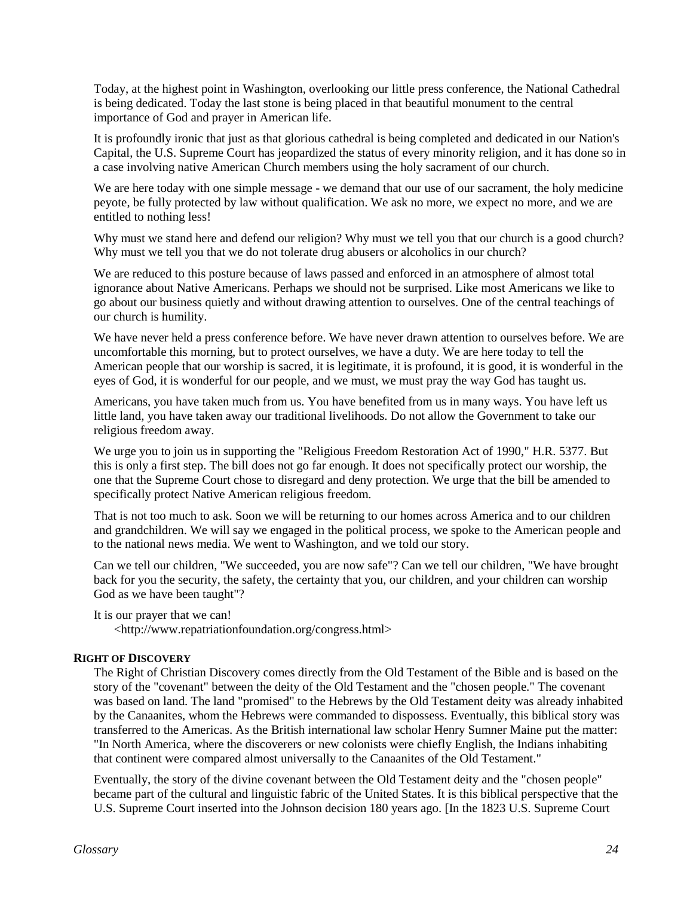Today, at the highest point in Washington, overlooking our little press conference, the National Cathedral is being dedicated. Today the last stone is being placed in that beautiful monument to the central importance of God and prayer in American life.

It is profoundly ironic that just as that glorious cathedral is being completed and dedicated in our Nation's Capital, the U.S. Supreme Court has jeopardized the status of every minority religion, and it has done so in a case involving native American Church members using the holy sacrament of our church.

We are here today with one simple message - we demand that our use of our sacrament, the holy medicine peyote, be fully protected by law without qualification. We ask no more, we expect no more, and we are entitled to nothing less!

Why must we stand here and defend our religion? Why must we tell you that our church is a good church? Why must we tell you that we do not tolerate drug abusers or alcoholics in our church?

We are reduced to this posture because of laws passed and enforced in an atmosphere of almost total ignorance about Native Americans. Perhaps we should not be surprised. Like most Americans we like to go about our business quietly and without drawing attention to ourselves. One of the central teachings of our church is humility.

We have never held a press conference before. We have never drawn attention to ourselves before. We are uncomfortable this morning, but to protect ourselves, we have a duty. We are here today to tell the American people that our worship is sacred, it is legitimate, it is profound, it is good, it is wonderful in the eyes of God, it is wonderful for our people, and we must, we must pray the way God has taught us.

Americans, you have taken much from us. You have benefited from us in many ways. You have left us little land, you have taken away our traditional livelihoods. Do not allow the Government to take our religious freedom away.

We urge you to join us in supporting the "Religious Freedom Restoration Act of 1990," H.R. 5377. But this is only a first step. The bill does not go far enough. It does not specifically protect our worship, the one that the Supreme Court chose to disregard and deny protection. We urge that the bill be amended to specifically protect Native American religious freedom.

That is not too much to ask. Soon we will be returning to our homes across America and to our children and grandchildren. We will say we engaged in the political process, we spoke to the American people and to the national news media. We went to Washington, and we told our story.

Can we tell our children, "We succeeded, you are now safe"? Can we tell our children, "We have brought back for you the security, the safety, the certainty that you, our children, and your children can worship God as we have been taught"?

It is our prayer that we can!

<http://www.repatriationfoundation.org/congress.html>

**RIGHT OF DISCOVERY**

The Right of Christian Discovery comes directly from the Old Testament of the Bible and is based on the story of the "covenant" between the deity of the Old Testament and the "chosen people." The covenant was based on land. The land "promised" to the Hebrews by the Old Testament deity was already inhabited by the Canaanites, whom the Hebrews were commanded to dispossess. Eventually, this biblical story was transferred to the Americas. As the British international law scholar Henry Sumner Maine put the matter: "In North America, where the discoverers or new colonists were chiefly English, the Indians inhabiting that continent were compared almost universally to the Canaanites of the Old Testament."

Eventually, the story of the divine covenant between the Old Testament deity and the "chosen people" became part of the cultural and linguistic fabric of the United States. It is this biblical perspective that the U.S. Supreme Court inserted into the Johnson decision 180 years ago. [In the 1823 U.S. Supreme Court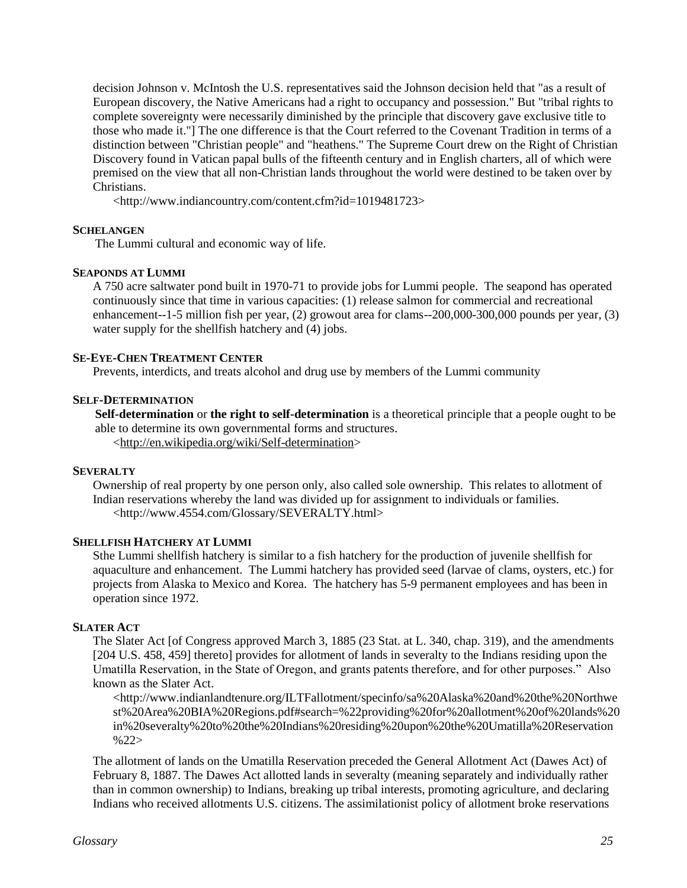decision Johnson v. McIntosh the U.S. representatives said the Johnson decision held that "as a result of European discovery, the Native Americans had a right to occupancy and possession." But "tribal rights to complete sovereignty were necessarily diminished by the principle that discovery gave exclusive title to those who made it."] The one difference is that the Court referred to the Covenant Tradition in terms of a distinction between "Christian people" and "heathens." The Supreme Court drew on the Right of Christian Discovery found in Vatican papal bulls of the fifteenth century and in English charters, all of which were premised on the view that all non-Christian lands throughout the world were destined to be taken over by Christians.

<http://www.indiancountry.com/content.cfm?id=1019481723>

**SCHELANGEN**

The Lummi cultural and economic way of life.

**SEAPONDS AT LUMMI**

A 750 acre saltwater pond built in 1970-71 to provide jobs for Lummi people. The seapond has operated continuously since that time in various capacities: (1) release salmon for commercial and recreational enhancement--1-5 million fish per year, (2) growout area for clams--200,000-300,000 pounds per year, (3) water supply for the shellfish hatchery and (4) jobs.

**SE-EYE-CHEN TREATMENT CENTER**

Prevents, interdicts, and treats alcohol and drug use by members of the Lummi community

**SELF-DETERMINATION**

**Self-determination** or **the right to self-determination** is a theoretical principle that a people ought to be able to determine its own governmental forms and structures.

<http://en.wikipedia.org/wiki/Self-determination>

**SEVERALTY**

Ownership of real property by one person only, also called sole ownership. This relates to allotment of Indian reservations whereby the land was divided up for assignment to individuals or families.

<http://www.4554.com/Glossary/SEVERALTY.html>

**SHELLFISH HATCHERY AT LUMMI**

Sthe Lummi shellfish hatchery is similar to a fish hatchery for the production of juvenile shellfish for aquaculture and enhancement. The Lummi hatchery has provided seed (larvae of clams, oysters, etc.) for projects from Alaska to Mexico and Korea. The hatchery has 5-9 permanent employees and has been in operation since 1972.

**SLATER ACT**

The Slater Act [of Congress approved March 3, 1885 (23 Stat. at L. 340, chap. 319), and the amendments [204 U.S. 458, 459] thereto] provides for allotment of lands in severalty to the Indians residing upon the Umatilla Reservation, in the State of Oregon, and grants patents therefore, and for other purposes." Also known as the Slater Act.

<http://www.indianlandtenure.org/ILTFallotment/specinfo/sa%20Alaska%20and%20the%20Northwest%20Area%20BIA%20Regions.pdf#search=%22providing%20for%20allotment%20of%20lands%20in%20severalty%20to%20the%20Indians%20residing%20upon%20the%20Umatilla%20Reservation%22>

The allotment of lands on the Umatilla Reservation preceded the General Allotment Act (Dawes Act) of February 8, 1887. The Dawes Act allotted lands in severalty (meaning separately and individually rather than in common ownership) to Indians, breaking up tribal interests, promoting agriculture, and declaring Indians who received allotments U.S. citizens. The assimilationist policy of allotment broke reservations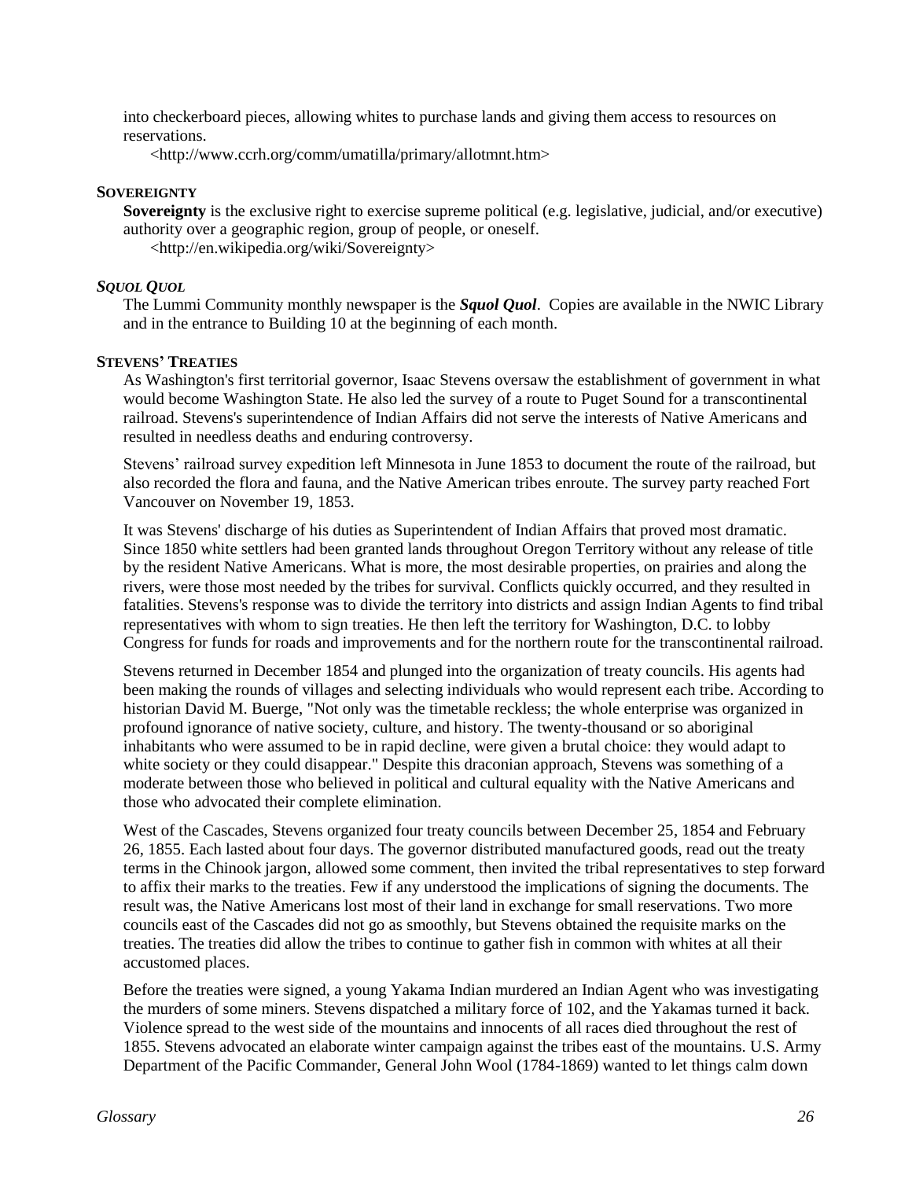into checkerboard pieces, allowing whites to purchase lands and giving them access to resources on reservations.

<http://www.ccrh.org/comm/umatilla/primary/allotmnt.htm>

#### SOVEREIGNTY

**Sovereignty** is the exclusive right to exercise supreme political (e.g. legislative, judicial, and/or executive) authority over a geographic region, group of people, or oneself.

<http://en.wikipedia.org/wiki/Sovereignty>

#### *SQUOL QUOL*

The Lummi Community monthly newspaper is the ***Squol Quol***. Copies are available in the NWIC Library and in the entrance to Building 10 at the beginning of each month.

#### STEVENS' TREATIES

As Washington's first territorial governor, Isaac Stevens oversaw the establishment of government in what would become Washington State. He also led the survey of a route to Puget Sound for a transcontinental railroad. Stevens's superintendence of Indian Affairs did not serve the interests of Native Americans and resulted in needless deaths and enduring controversy.

Stevens' railroad survey expedition left Minnesota in June 1853 to document the route of the railroad, but also recorded the flora and fauna, and the Native American tribes enroute. The survey party reached Fort Vancouver on November 19, 1853.

It was Stevens' discharge of his duties as Superintendent of Indian Affairs that proved most dramatic. Since 1850 white settlers had been granted lands throughout Oregon Territory without any release of title by the resident Native Americans. What is more, the most desirable properties, on prairies and along the rivers, were those most needed by the tribes for survival. Conflicts quickly occurred, and they resulted in fatalities. Stevens's response was to divide the territory into districts and assign Indian Agents to find tribal representatives with whom to sign treaties. He then left the territory for Washington, D.C. to lobby Congress for funds for roads and improvements and for the northern route for the transcontinental railroad.

Stevens returned in December 1854 and plunged into the organization of treaty councils. His agents had been making the rounds of villages and selecting individuals who would represent each tribe. According to historian David M. Buerge, "Not only was the timetable reckless; the whole enterprise was organized in profound ignorance of native society, culture, and history. The twenty-thousand or so aboriginal inhabitants who were assumed to be in rapid decline, were given a brutal choice: they would adapt to white society or they could disappear." Despite this draconian approach, Stevens was something of a moderate between those who believed in political and cultural equality with the Native Americans and those who advocated their complete elimination.

West of the Cascades, Stevens organized four treaty councils between December 25, 1854 and February 26, 1855. Each lasted about four days. The governor distributed manufactured goods, read out the treaty terms in the Chinook jargon, allowed some comment, then invited the tribal representatives to step forward to affix their marks to the treaties. Few if any understood the implications of signing the documents. The result was, the Native Americans lost most of their land in exchange for small reservations. Two more councils east of the Cascades did not go as smoothly, but Stevens obtained the requisite marks on the treaties. The treaties did allow the tribes to continue to gather fish in common with whites at all their accustomed places.

Before the treaties were signed, a young Yakama Indian murdered an Indian Agent who was investigating the murders of some miners. Stevens dispatched a military force of 102, and the Yakamas turned it back. Violence spread to the west side of the mountains and innocents of all races died throughout the rest of 1855. Stevens advocated an elaborate winter campaign against the tribes east of the mountains. U.S. Army Department of the Pacific Commander, General John Wool (1784-1869) wanted to let things calm down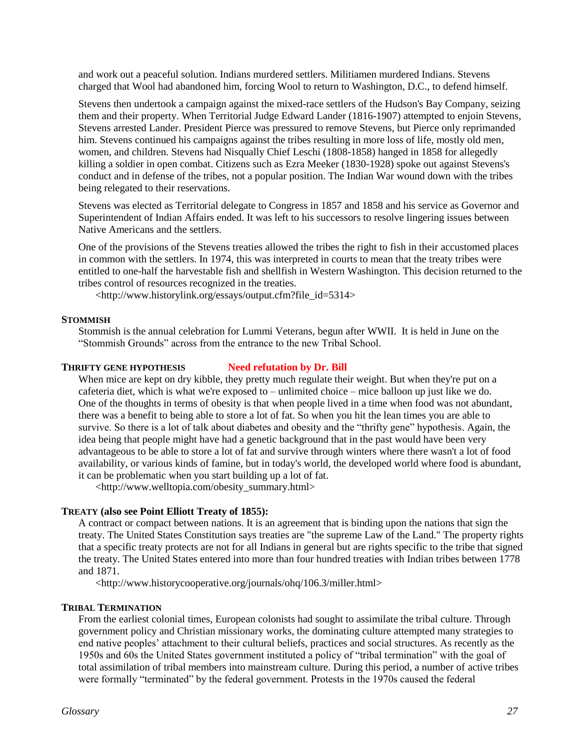and work out a peaceful solution. Indians murdered settlers. Militiamen murdered Indians. Stevens charged that Wool had abandoned him, forcing Wool to return to Washington, D.C., to defend himself.

Stevens then undertook a campaign against the mixed-race settlers of the Hudson's Bay Company, seizing them and their property. When Territorial Judge Edward Lander (1816-1907) attempted to enjoin Stevens, Stevens arrested Lander. President Pierce was pressured to remove Stevens, but Pierce only reprimanded him. Stevens continued his campaigns against the tribes resulting in more loss of life, mostly old men, women, and children. Stevens had Nisqually Chief Leschi (1808-1858) hanged in 1858 for allegedly killing a soldier in open combat. Citizens such as Ezra Meeker (1830-1928) spoke out against Stevens's conduct and in defense of the tribes, not a popular position. The Indian War wound down with the tribes being relegated to their reservations.

Stevens was elected as Territorial delegate to Congress in 1857 and 1858 and his service as Governor and Superintendent of Indian Affairs ended. It was left to his successors to resolve lingering issues between Native Americans and the settlers.

One of the provisions of the Stevens treaties allowed the tribes the right to fish in their accustomed places in common with the settlers. In 1974, this was interpreted in courts to mean that the treaty tribes were entitled to one-half the harvestable fish and shellfish in Western Washington. This decision returned to the tribes control of resources recognized in the treaties.

<http://www.historylink.org/essays/output.cfm?file_id=5314>

**STOMMISH**

Stommish is the annual celebration for Lummi Veterans, begun after WWII. It is held in June on the "Stommish Grounds" across from the entrance to the new Tribal School.

**THRIFTY GENE HYPOTHESIS** **Need refutation by Dr. Bill**

When mice are kept on dry kibble, they pretty much regulate their weight. But when they're put on a cafeteria diet, which is what we're exposed to – unlimited choice – mice balloon up just like we do. One of the thoughts in terms of obesity is that when people lived in a time when food was not abundant, there was a benefit to being able to store a lot of fat. So when you hit the lean times you are able to survive. So there is a lot of talk about diabetes and obesity and the "thrifty gene" hypothesis. Again, the idea being that people might have had a genetic background that in the past would have been very advantageous to be able to store a lot of fat and survive through winters where there wasn't a lot of food availability, or various kinds of famine, but in today's world, the developed world where food is abundant, it can be problematic when you start building up a lot of fat.

<http://www.welltopia.com/obesity_summary.html>

**TREATY (also see Point Elliott Treaty of 1855):**

A contract or compact between nations. It is an agreement that is binding upon the nations that sign the treaty. The United States Constitution says treaties are "the supreme Law of the Land." The property rights that a specific treaty protects are not for all Indians in general but are rights specific to the tribe that signed the treaty. The United States entered into more than four hundred treaties with Indian tribes between 1778 and 1871.

<http://www.historycooperative.org/journals/ohq/106.3/miller.html>

**TRIBAL TERMINATION**

From the earliest colonial times, European colonists had sought to assimilate the tribal culture. Through government policy and Christian missionary works, the dominating culture attempted many strategies to end native peoples' attachment to their cultural beliefs, practices and social structures. As recently as the 1950s and 60s the United States government instituted a policy of "tribal termination" with the goal of total assimilation of tribal members into mainstream culture. During this period, a number of active tribes were formally "terminated" by the federal government. Protests in the 1970s caused the federal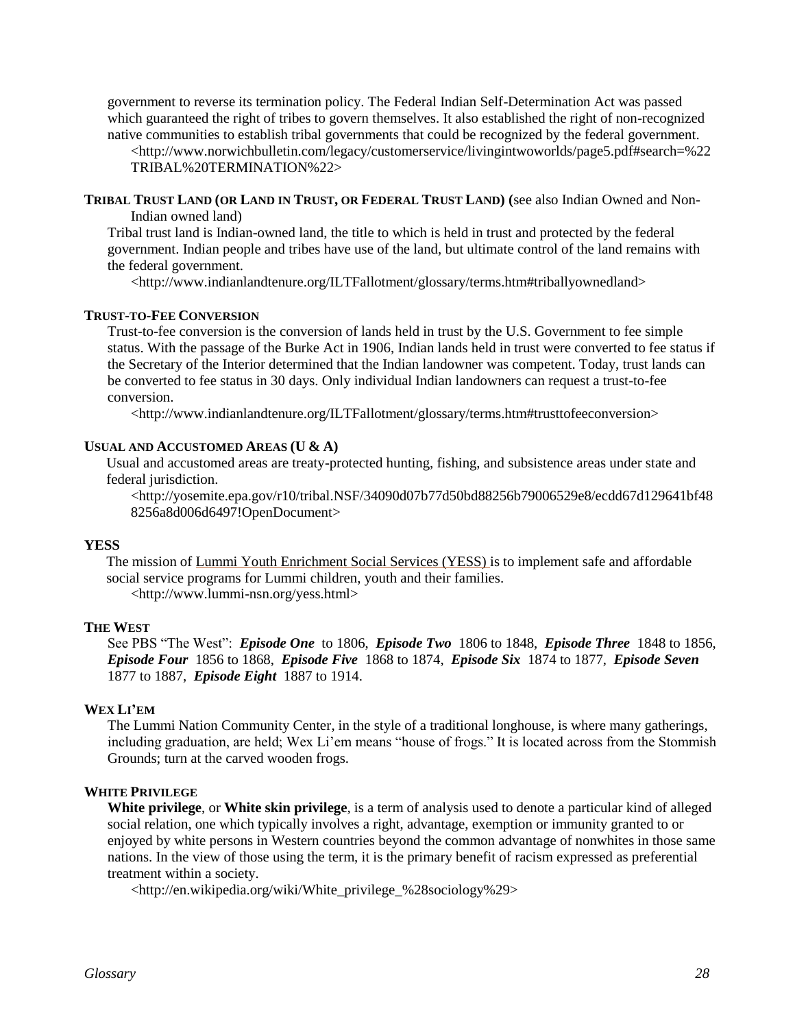government to reverse its termination policy. The Federal Indian Self-Determination Act was passed which guaranteed the right of tribes to govern themselves. It also established the right of non-recognized native communities to establish tribal governments that could be recognized by the federal government.
<http://www.norwichbulletin.com/legacy/customerservice/livingintwoworlds/page5.pdf#search=%22TRIBAL%20TERMINATION%22>

**TRIBAL TRUST LAND (OR LAND IN TRUST, OR FEDERAL TRUST LAND) (**see also Indian Owned and Non-Indian owned land)

Tribal trust land is Indian-owned land, the title to which is held in trust and protected by the federal government. Indian people and tribes have use of the land, but ultimate control of the land remains with the federal government.
<http://www.indianlandtenure.org/ILTFallotment/glossary/terms.htm#triballyownedland>

**TRUST-TO-FEE CONVERSION**

Trust-to-fee conversion is the conversion of lands held in trust by the U.S. Government to fee simple status. With the passage of the Burke Act in 1906, Indian lands held in trust were converted to fee status if the Secretary of the Interior determined that the Indian landowner was competent. Today, trust lands can be converted to fee status in 30 days. Only individual Indian landowners can request a trust-to-fee conversion.
<http://www.indianlandtenure.org/ILTFallotment/glossary/terms.htm#trusttofeeconversion>

**USUAL AND ACCUSTOMED AREAS (U & A)**

Usual and accustomed areas are treaty-protected hunting, fishing, and subsistence areas under state and federal jurisdiction.
<http://yosemite.epa.gov/r10/tribal.NSF/34090d07b77d50bd88256b79006529e8/ecdd67d129641bf488256a8d006d6497!OpenDocument>

**YESS**

The mission of Lummi Youth Enrichment Social Services (YESS) is to implement safe and affordable social service programs for Lummi children, youth and their families.
<http://www.lummi-nsn.org/yess.html>

**THE WEST**

See PBS "The West": ***Episode One*** to 1806, ***Episode Two*** 1806 to 1848, ***Episode Three*** 1848 to 1856, ***Episode Four*** 1856 to 1868, ***Episode Five*** 1868 to 1874, ***Episode Six*** 1874 to 1877, ***Episode Seven*** 1877 to 1887, ***Episode Eight*** 1887 to 1914.

**WEX LI'EM**

The Lummi Nation Community Center, in the style of a traditional longhouse, is where many gatherings, including graduation, are held; Wex Li'em means "house of frogs." It is located across from the Stommish Grounds; turn at the carved wooden frogs.

**WHITE PRIVILEGE**

**White privilege**, or **White skin privilege**, is a term of analysis used to denote a particular kind of alleged social relation, one which typically involves a right, advantage, exemption or immunity granted to or enjoyed by white persons in Western countries beyond the common advantage of nonwhites in those same nations. In the view of those using the term, it is the primary benefit of racism expressed as preferential treatment within a society.
<http://en.wikipedia.org/wiki/White_privilege_%28sociology%29>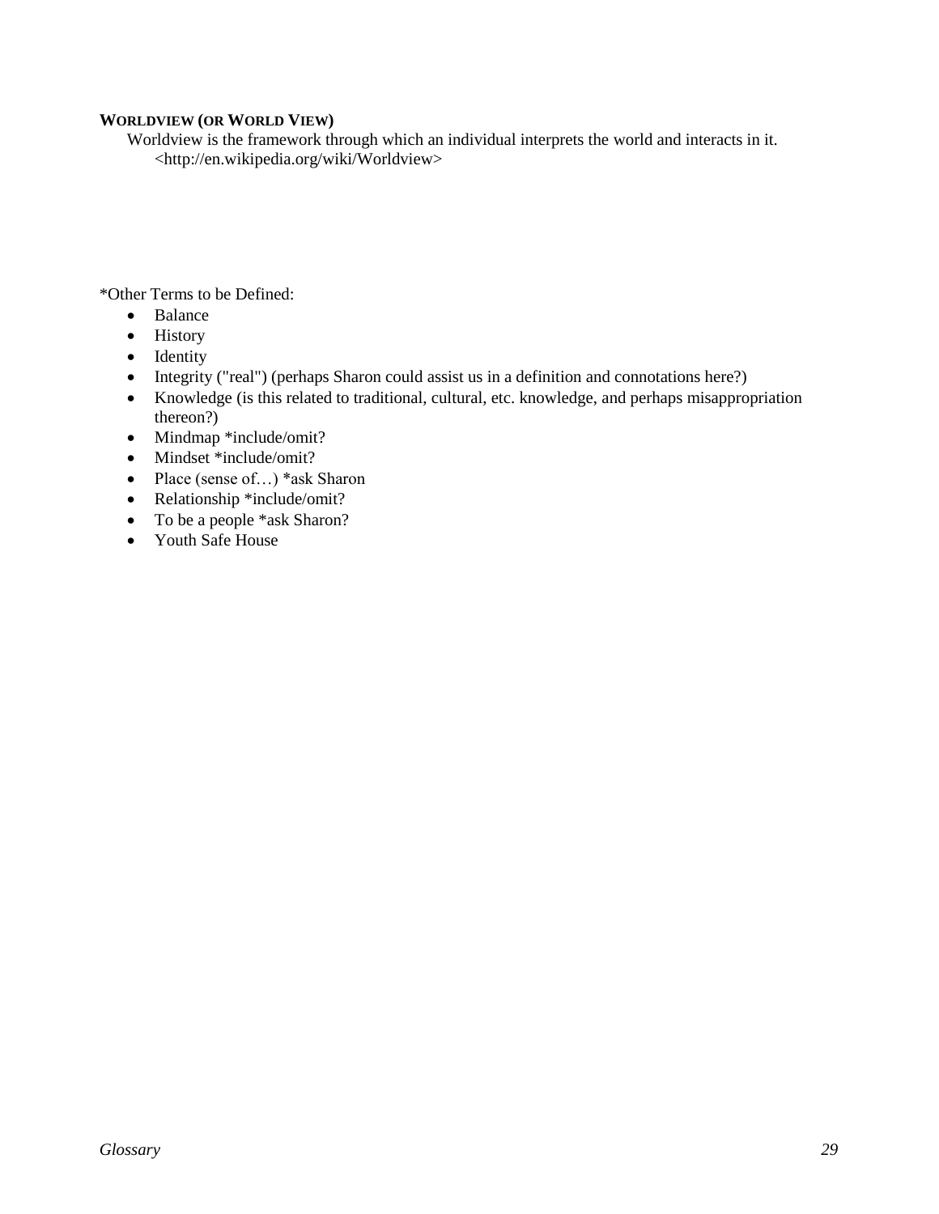**WORLDVIEW (OR WORLD VIEW)**

Worldview is the framework through which an individual interprets the world and interacts in it. <http://en.wikipedia.org/wiki/Worldview>

*Other Terms to be Defined:

- Balance
- History
- Identity
- Integrity ("real") (perhaps Sharon could assist us in a definition and connotations here?)
- Knowledge (is this related to traditional, cultural, etc. knowledge, and perhaps misappropriation thereon?)
- Mindmap *include/omit?
- Mindset *include/omit?
- Place (sense of…) *ask Sharon
- Relationship *include/omit?
- To be a people *ask Sharon?
- Youth Safe House